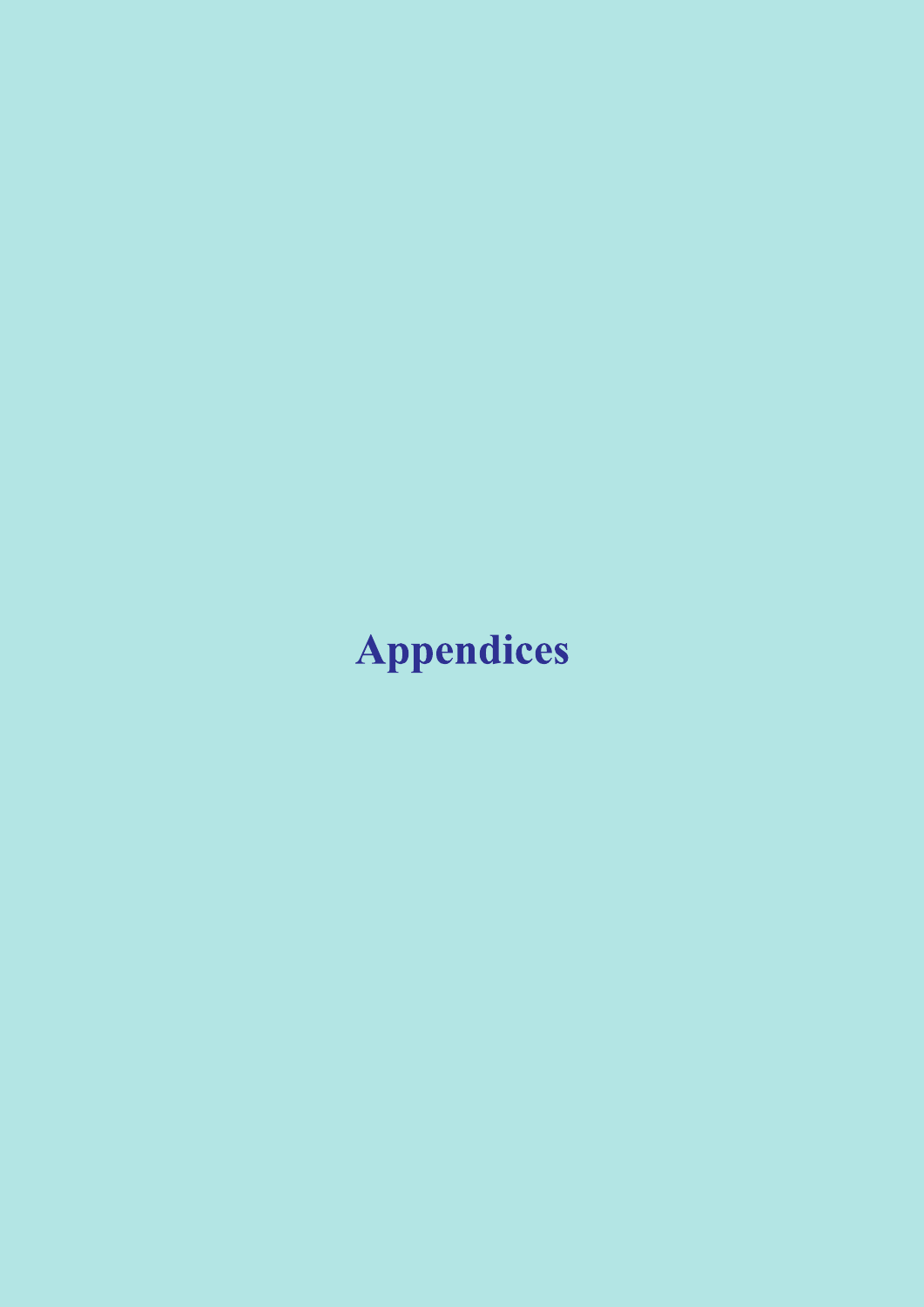# Appendices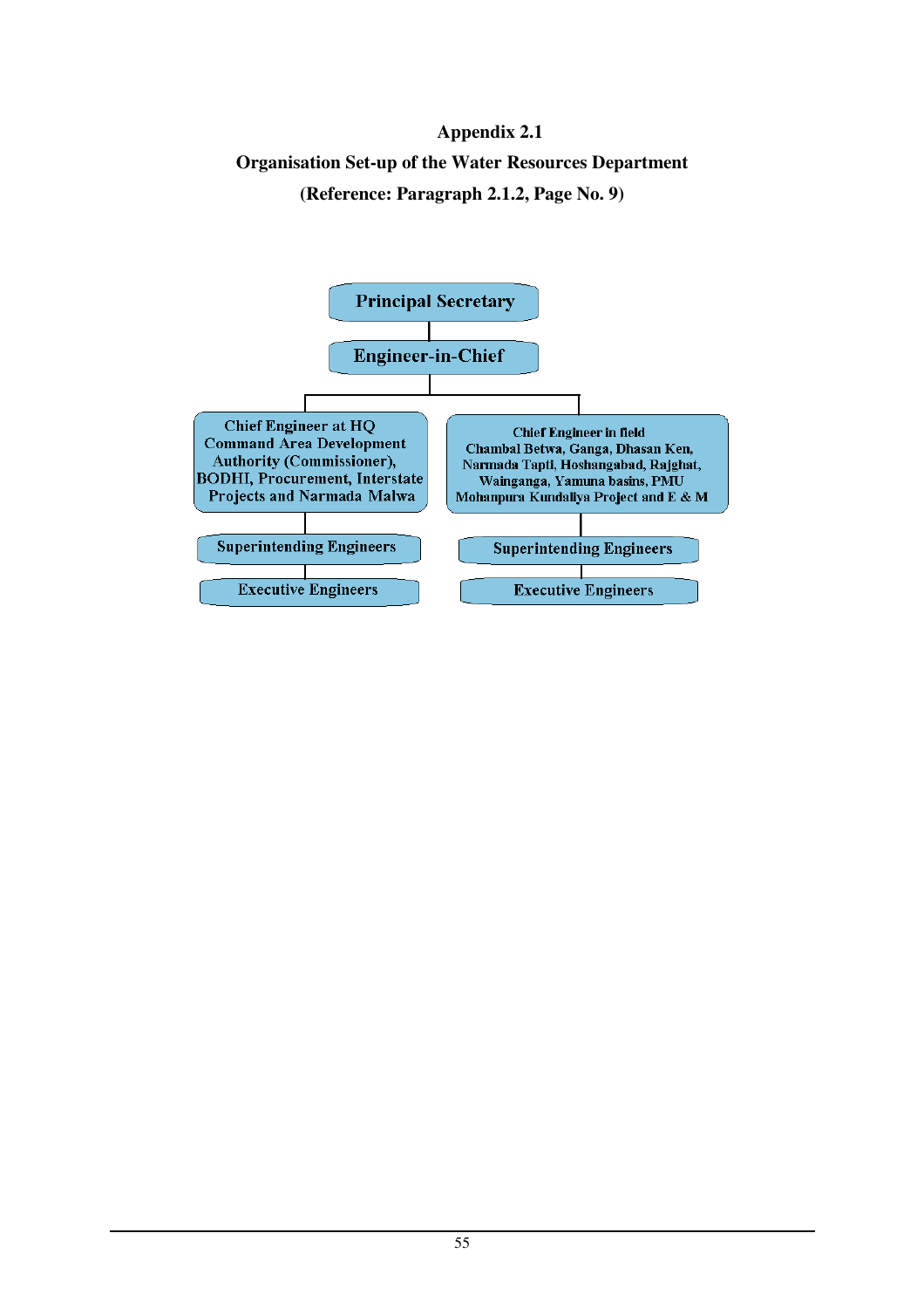# Appendix 2.1

## Organisation Set-up of the Water Resources Department

**(Reference: Paragraph 2.1.2, Page No. 9)**

- Principal Secretary
  - Engineer-in-Chief
    - Chief Engineer at HQ Command Area Development Authority (Commissioner), BODHI, Procurement, Interstate Projects and Narmada Malwa
      - Superintending Engineers
        - Executive Engineers
    - Chief Engineer in field Chambal Betwa, Ganga, Dhasan Ken, Narmada Tapti, Hoshangabad, Rajghat, Wainganga, Yamuna basins, PMU Mohanpura Kundaliya Project and E & M
      - Superintending Engineers
        - Executive Engineers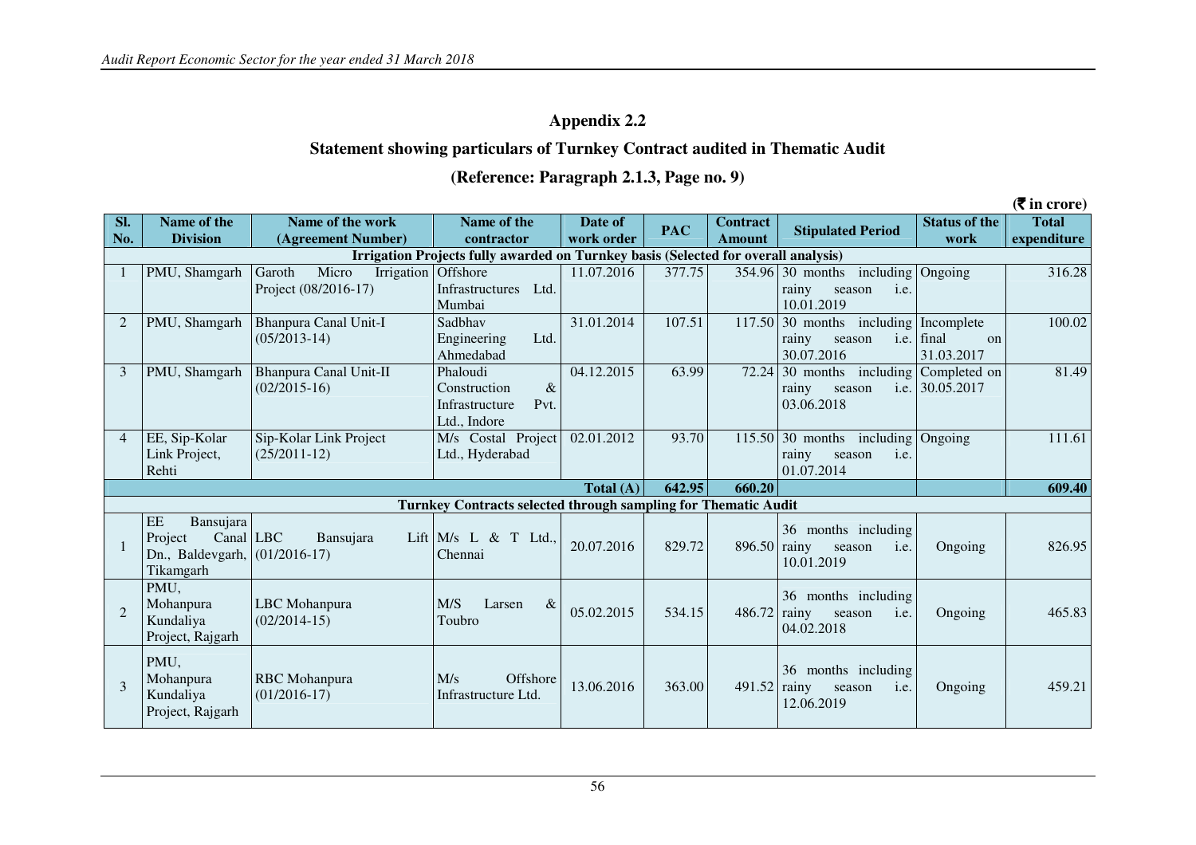## Appendix 2.2

### Statement showing particulars of Turnkey Contract audited in Thematic Audit

### (Reference: Paragraph 2.1.3, Page no. 9)

(₹ in crore)

| Sl. No. | Name of the Division | Name of the work (Agreement Number) | Name of the contractor | Date of work order | PAC | Contract Amount | Stipulated Period | Status of the work | Total expenditure |
|---|---|---|---|---|---|---|---|---|---|
| **Irrigation Projects fully awarded on Turnkey basis (Selected for overall analysis)** | | | | | | | | | |
| 1 | PMU, Shamgarh | Garoth Micro Irrigation Project (08/2016-17) | Offshore Infrastructures Ltd. Mumbai | 11.07.2016 | 377.75 | 354.96 | 30 months including rainy season i.e. 10.01.2019 | Ongoing | 316.28 |
| 2 | PMU, Shamgarh | Bhanpura Canal Unit-I (05/2013-14) | Sadbhav Engineering Ltd. Ahmedabad | 31.01.2014 | 107.51 | 117.50 | 30 months including rainy season i.e. 30.07.2016 | Incomplete final on 31.03.2017 | 100.02 |
| 3 | PMU, Shamgarh | Bhanpura Canal Unit-II (02/2015-16) | Phaloudi Construction & Infrastructure Pvt. Ltd., Indore | 04.12.2015 | 63.99 | 72.24 | 30 months including rainy season i.e. 03.06.2018 | Completed on 30.05.2017 | 81.49 |
| 4 | EE, Sip-Kolar Link Project, Rehti | Sip-Kolar Link Project (25/2011-12) | M/s Costal Project Ltd., Hyderabad | 02.01.2012 | 93.70 | 115.50 | 30 months including rainy season i.e. 01.07.2014 | Ongoing | 111.61 |
| | | | | **Total (A)** | **642.95** | **660.20** | | | **609.40** |
| **Turnkey Contracts selected through sampling for Thematic Audit** | | | | | | | | | |
| 1 | EE Bansujara Project Canal Dn., Baldevgarh, Tikamgarh | LBC Bansujara Lift (01/2016-17) | M/s L & T Ltd., Chennai | 20.07.2016 | 829.72 | 896.50 | 36 months including rainy season i.e. 10.01.2019 | Ongoing | 826.95 |
| 2 | PMU, Mohanpura Kundaliya Project, Rajgarh | LBC Mohanpura (02/2014-15) | M/S Larsen & Toubro | 05.02.2015 | 534.15 | 486.72 | 36 months including rainy season i.e. 04.02.2018 | Ongoing | 465.83 |
| 3 | PMU, Mohanpura Kundaliya Project, Rajgarh | RBC Mohanpura (01/2016-17) | M/s Offshore Infrastructure Ltd. | 13.06.2016 | 363.00 | 491.52 | 36 months including rainy season i.e. 12.06.2019 | Ongoing | 459.21 |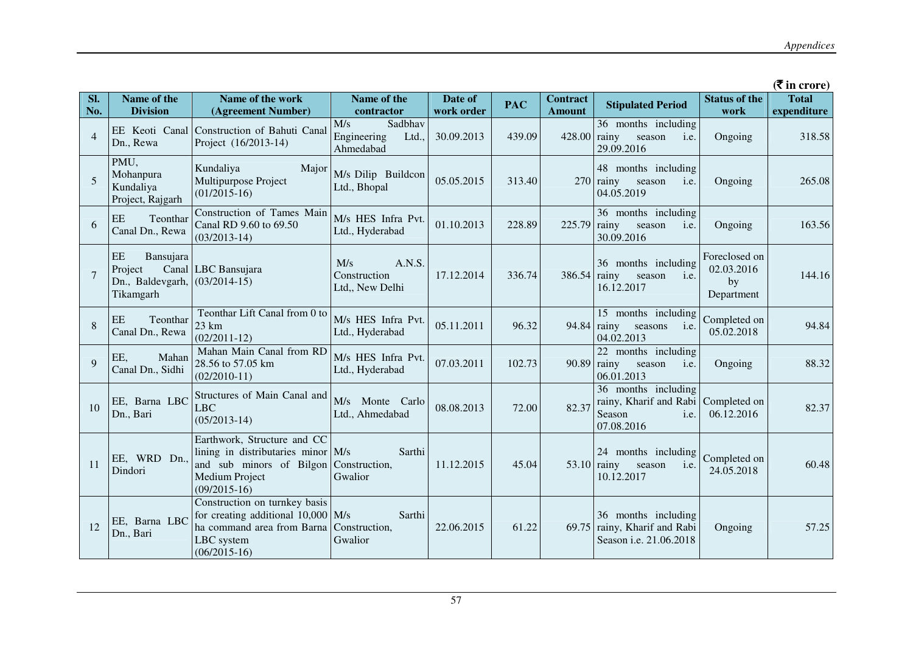(₹ in crore)

| Sl. No. | Name of the Division | Name of the work (Agreement Number) | Name of the contractor | Date of work order | PAC | Contract Amount | Stipulated Period | Status of the work | Total expenditure |
|---|---|---|---|---|---|---|---|---|---|
| 4 | EE Keoti Canal Dn., Rewa | Construction of Bahuti Canal Project (16/2013-14) | M/s Sadbhav Engineering Ltd., Ahmedabad | 30.09.2013 | 439.09 | 428.00 | 36 months including rainy season i.e. 29.09.2016 | Ongoing | 318.58 |
| 5 | PMU, Mohanpura Kundaliya Project, Rajgarh | Kundaliya Major Multipurpose Project (01/2015-16) | M/s Dilip Buildcon Ltd., Bhopal | 05.05.2015 | 313.40 | 270 | 48 months including rainy season i.e. 04.05.2019 | Ongoing | 265.08 |
| 6 | EE Teonthar Canal Dn., Rewa | Construction of Tames Main Canal RD 9.60 to 69.50 (03/2013-14) | M/s HES Infra Pvt. Ltd., Hyderabad | 01.10.2013 | 228.89 | 225.79 | 36 months including rainy season i.e. 30.09.2016 | Ongoing | 163.56 |
| 7 | EE Bansujara Project Canal Dn., Baldevgarh, Tikamgarh | LBC Bansujara (03/2014-15) | M/s A.N.S. Construction Ltd,, New Delhi | 17.12.2014 | 336.74 | 386.54 | 36 months including rainy season i.e. 16.12.2017 | Foreclosed on 02.03.2016 by Department | 144.16 |
| 8 | EE Teonthar Canal Dn., Rewa | Teonthar Lift Canal from 0 to 23 km (02/2011-12) | M/s HES Infra Pvt. Ltd., Hyderabad | 05.11.2011 | 96.32 | 94.84 | 15 months including rainy seasons i.e. 04.02.2013 | Completed on 05.02.2018 | 94.84 |
| 9 | EE, Mahan Canal Dn., Sidhi | Mahan Main Canal from RD 28.56 to 57.05 km (02/2010-11) | M/s HES Infra Pvt. Ltd., Hyderabad | 07.03.2011 | 102.73 | 90.89 | 22 months including rainy season i.e. 06.01.2013 | Ongoing | 88.32 |
| 10 | EE, Barna LBC Dn., Bari | Structures of Main Canal and LBC (05/2013-14) | M/s Monte Carlo Ltd., Ahmedabad | 08.08.2013 | 72.00 | 82.37 | 36 months including rainy, Kharif and Rabi Season i.e. 07.08.2016 | Completed on 06.12.2016 | 82.37 |
| 11 | EE, WRD Dn., Dindori | Earthwork, Structure and CC lining in distributaries minor and sub minors of Bilgon Medium Project (09/2015-16) | M/s Sarthi Construction, Gwalior | 11.12.2015 | 45.04 | 53.10 | 24 months including rainy season i.e. 10.12.2017 | Completed on 24.05.2018 | 60.48 |
| 12 | EE, Barna LBC Dn., Bari | Construction on turnkey basis for creating additional 10,000 ha command area from Barna LBC system (06/2015-16) | M/s Sarthi Construction, Gwalior | 22.06.2015 | 61.22 | 69.75 | 36 months including rainy, Kharif and Rabi Season i.e. 21.06.2018 | Ongoing | 57.25 |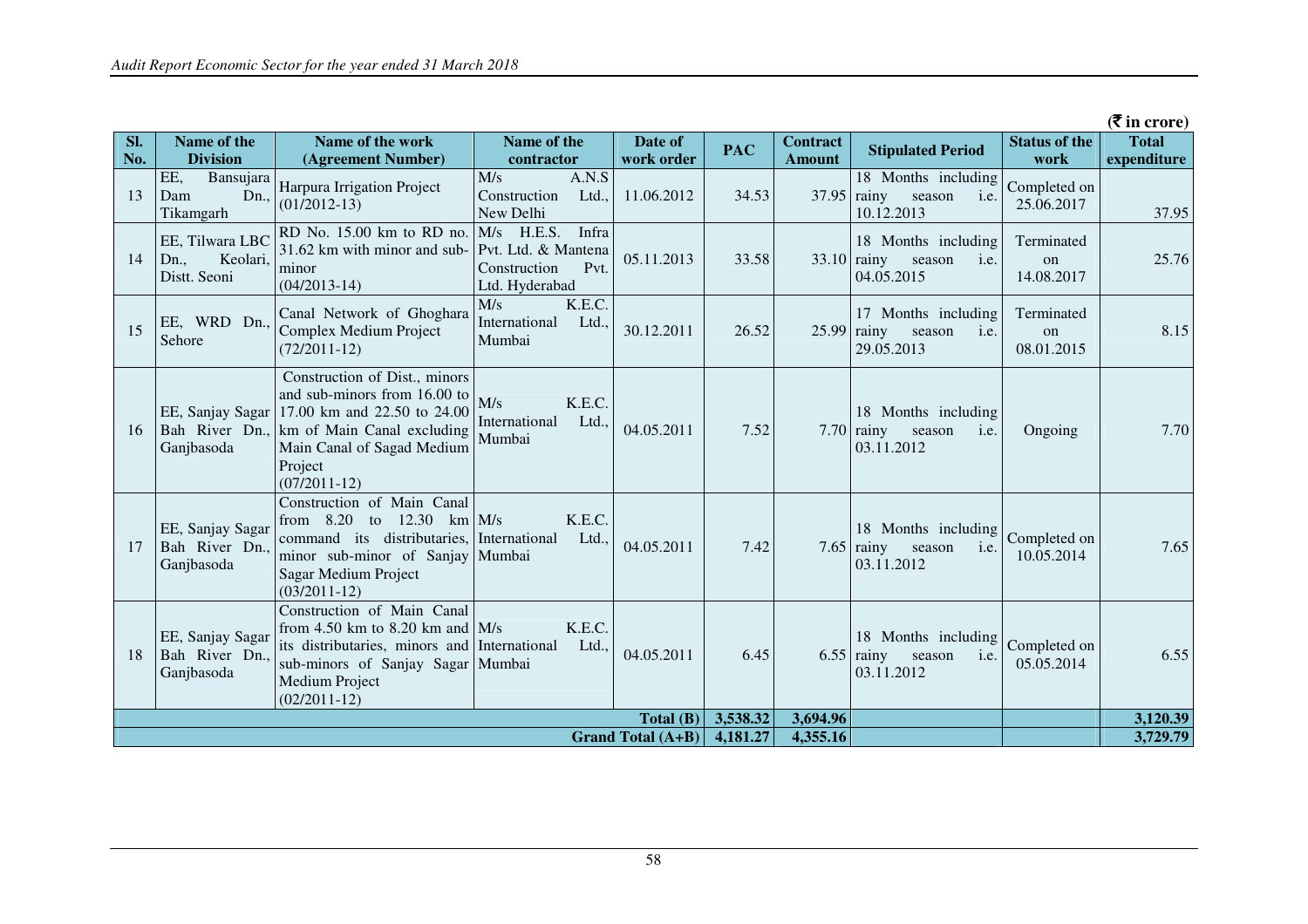(₹ in crore)

| Sl. No. | Name of the Division | Name of the work (Agreement Number) | Name of the contractor | Date of work order | PAC | Contract Amount | Stipulated Period | Status of the work | Total expenditure |
|---|---|---|---|---|---|---|---|---|---|
| 13 | EE, Bansujara Dam Dn., Tikamgarh | Harpura Irrigation Project (01/2012-13) | M/s A.N.S Construction Ltd., New Delhi | 11.06.2012 | 34.53 | 37.95 | 18 Months including rainy season i.e. 10.12.2013 | Completed on 25.06.2017 | 37.95 |
| 14 | EE, Tilwara LBC Dn., Keolari, Distt. Seoni | RD No. 15.00 km to RD no. 31.62 km with minor and sub-minor (04/2013-14) | M/s H.E.S. Infra Pvt. Ltd. & Mantena Construction Pvt. Ltd. Hyderabad | 05.11.2013 | 33.58 | 33.10 | 18 Months including rainy season i.e. 04.05.2015 | Terminated on 14.08.2017 | 25.76 |
| 15 | EE, WRD Dn., Sehore | Canal Network of Ghoghara Complex Medium Project (72/2011-12) | M/s K.E.C. International Ltd., Mumbai | 30.12.2011 | 26.52 | 25.99 | 17 Months including rainy season i.e. 29.05.2013 | Terminated on 08.01.2015 | 8.15 |
| 16 | EE, Sanjay Sagar Bah River Dn., Ganjbasoda | Construction of Dist., minors and sub-minors from 16.00 to 17.00 km and 22.50 to 24.00 km of Main Canal excluding Main Canal of Sagad Medium Project (07/2011-12) | M/s K.E.C. International Ltd., Mumbai | 04.05.2011 | 7.52 | 7.70 | 18 Months including rainy season i.e. 03.11.2012 | Ongoing | 7.70 |
| 17 | EE, Sanjay Sagar Bah River Dn., Ganjbasoda | Construction of Main Canal from 8.20 to 12.30 km command its distributaries, minor sub-minor of Sanjay Sagar Medium Project (03/2011-12) | M/s K.E.C. International Ltd., Mumbai | 04.05.2011 | 7.42 | 7.65 | 18 Months including rainy season i.e. 03.11.2012 | Completed on 10.05.2014 | 7.65 |
| 18 | EE, Sanjay Sagar Bah River Dn., Ganjbasoda | Construction of Main Canal from 4.50 km to 8.20 km and its distributaries, minors and sub-minors of Sanjay Sagar Medium Project (02/2011-12) | M/s K.E.C. International Ltd., Mumbai | 04.05.2011 | 6.45 | 6.55 | 18 Months including rainy season i.e. 03.11.2012 | Completed on 05.05.2014 | 6.55 |
| | | | | **Total (B)** | **3,538.32** | **3,694.96** | | | **3,120.39** |
| | | | | **Grand Total (A+B)** | **4,181.27** | **4,355.16** | | | **3,729.79** |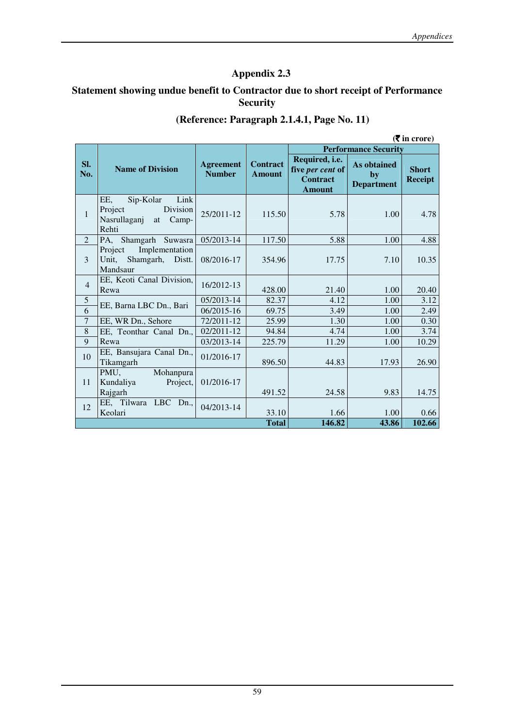# Appendix 2.3

## Statement showing undue benefit to Contractor due to short receipt of Performance Security

### (Reference: Paragraph 2.1.4.1, Page No. 11)

(₹ in crore)

| Sl. No. | Name of Division | Agreement Number | Contract Amount | Performance Security | | |
|---|---|---|---|---|---|---|
| | | | | Required, i.e. five *per cent* of Contract Amount | As obtained by Department | Short Receipt |
| 1 | EE, Sip-Kolar Link Project Division Nasrullaganj at Camp-Rehti | 25/2011-12 | 115.50 | 5.78 | 1.00 | 4.78 |
| 2 | PA, Shamgarh Suwasra | 05/2013-14 | 117.50 | 5.88 | 1.00 | 4.88 |
| 3 | Project Implementation Unit, Shamgarh, Distt. Mandsaur | 08/2016-17 | 354.96 | 17.75 | 7.10 | 10.35 |
| 4 | EE, Keoti Canal Division, Rewa | 16/2012-13 | 428.00 | 21.40 | 1.00 | 20.40 |
| 5 | EE, Barna LBC Dn., Bari | 05/2013-14 | 82.37 | 4.12 | 1.00 | 3.12 |
| 6 | | 06/2015-16 | 69.75 | 3.49 | 1.00 | 2.49 |
| 7 | EE, WR Dn., Sehore | 72/2011-12 | 25.99 | 1.30 | 1.00 | 0.30 |
| 8 | EE, Teonthar Canal Dn., Rewa | 02/2011-12 | 94.84 | 4.74 | 1.00 | 3.74 |
| 9 | | 03/2013-14 | 225.79 | 11.29 | 1.00 | 10.29 |
| 10 | EE, Bansujara Canal Dn., Tikamgarh | 01/2016-17 | 896.50 | 44.83 | 17.93 | 26.90 |
| 11 | PMU, Mohanpura Kundaliya Project, Rajgarh | 01/2016-17 | 491.52 | 24.58 | 9.83 | 14.75 |
| 12 | EE, Tilwara LBC Dn., Keolari | 04/2013-14 | 33.10 | 1.66 | 1.00 | 0.66 |
| | | | **Total** | **146.82** | **43.86** | **102.66** |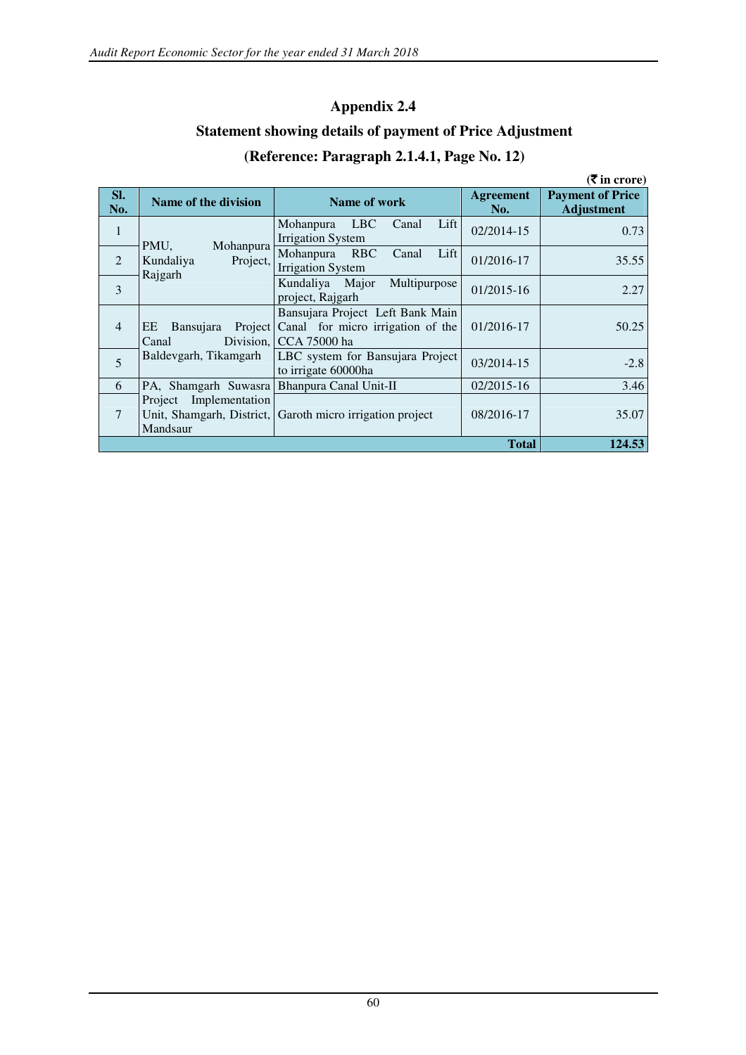## Appendix 2.4

### Statement showing details of payment of Price Adjustment

### (Reference: Paragraph 2.1.4.1, Page No. 12)

**(₹ in crore)**

| Sl. No. | Name of the division | Name of work | Agreement No. | Payment of Price Adjustment |
|---|---|---|---|---|
| 1 | PMU, Mohanpura Kundaliya Project, Rajgarh | Mohanpura LBC Canal Lift Irrigation System | 02/2014-15 | 0.73 |
| 2 | | Mohanpura RBC Canal Lift Irrigation System | 01/2016-17 | 35.55 |
| 3 | | Kundaliya Major Multipurpose project, Rajgarh | 01/2015-16 | 2.27 |
| 4 | EE Bansujara Project Canal Division, Baldevgarh, Tikamgarh | Bansujara Project Left Bank Main Canal for micro irrigation of the CCA 75000 ha | 01/2016-17 | 50.25 |
| 5 | | LBC system for Bansujara Project to irrigate 60000ha | 03/2014-15 | -2.8 |
| 6 | PA, Shamgarh Suwasra | Bhanpura Canal Unit-II | 02/2015-16 | 3.46 |
| 7 | Project Implementation Unit, Shamgarh, District, Mandsaur | Garoth micro irrigation project | 08/2016-17 | 35.07 |
| | | | **Total** | **124.53** |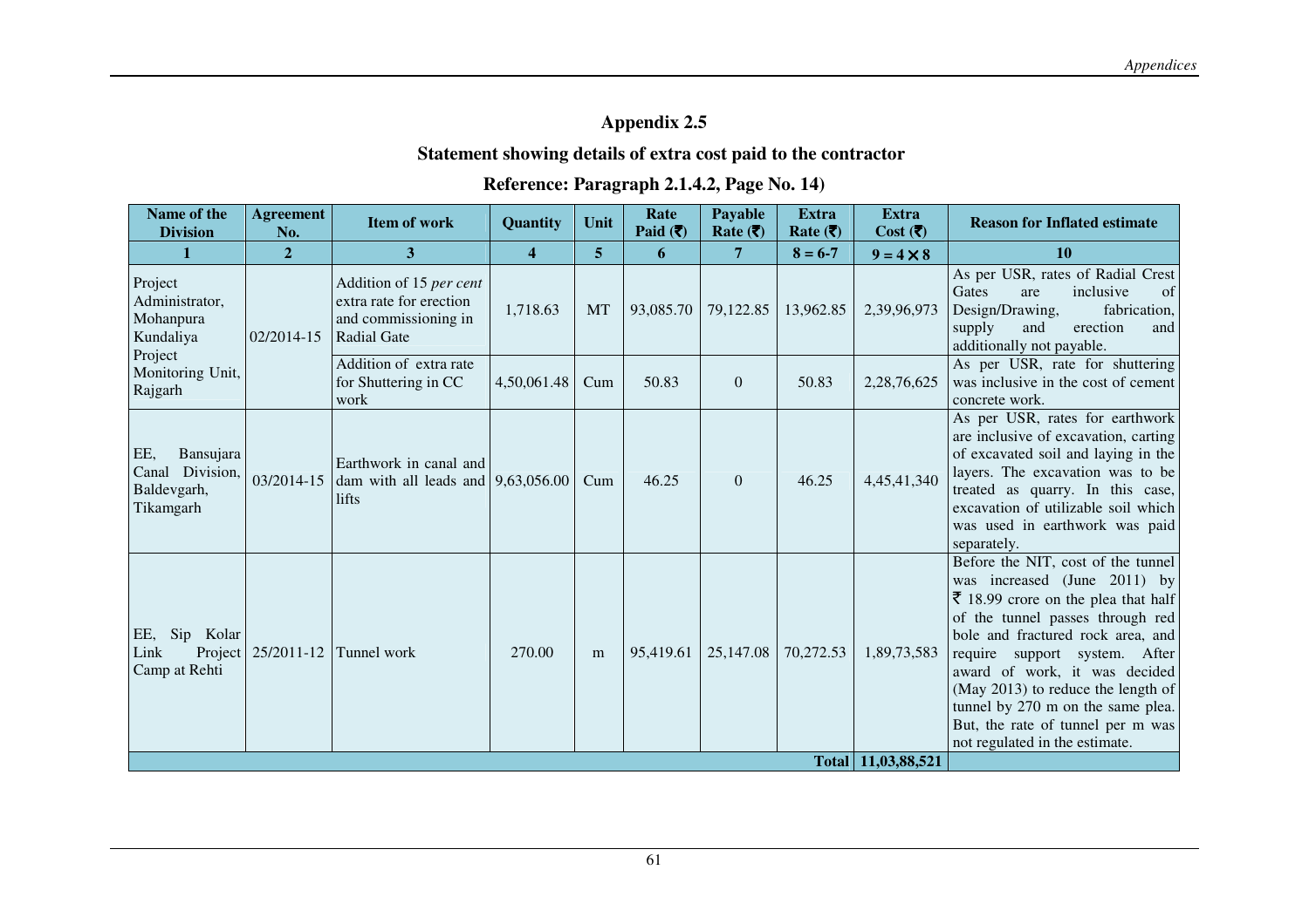# Appendix 2.5

## Statement showing details of extra cost paid to the contractor

## Reference: Paragraph 2.1.4.2, Page No. 14)

| Name of the Division | Agreement No. | Item of work | Quantity | Unit | Rate Paid (₹) | Payable Rate (₹) | Extra Rate (₹) | Extra Cost (₹) | Reason for Inflated estimate |
|---|---|---|---|---|---|---|---|---|---|
| 1 | 2 | 3 | 4 | 5 | 6 | 7 | 8 = 6-7 | 9 = 4 × 8 | 10 |
| Project Administrator, Mohanpura Kundaliya Project Monitoring Unit, Rajgarh | 02/2014-15 | Addition of 15 *per cent* extra rate for erection and commissioning in Radial Gate | 1,718.63 | MT | 93,085.70 | 79,122.85 | 13,962.85 | 2,39,96,973 | As per USR, rates of Radial Crest Gates are inclusive of Design/Drawing, fabrication, supply and erection and additionally not payable. |
| | | Addition of extra rate for Shuttering in CC work | 4,50,061.48 | Cum | 50.83 | 0 | 50.83 | 2,28,76,625 | As per USR, rate for shuttering was inclusive in the cost of cement concrete work. |
| EE, Bansujara Canal Division, Baldevgarh, Tikamgarh | 03/2014-15 | Earthwork in canal and dam with all leads and lifts | 9,63,056.00 | Cum | 46.25 | 0 | 46.25 | 4,45,41,340 | As per USR, rates for earthwork are inclusive of excavation, carting of excavated soil and laying in the layers. The excavation was to be treated as quarry. In this case, excavation of utilizable soil which was used in earthwork was paid separately. |
| EE, Sip Kolar Link Project Camp at Rehti | 25/2011-12 | Tunnel work | 270.00 | m | 95,419.61 | 25,147.08 | 70,272.53 | 1,89,73,583 | Before the NIT, cost of the tunnel was increased (June 2011) by ₹ 18.99 crore on the plea that half of the tunnel passes through red bole and fractured rock area, and require support system. After award of work, it was decided (May 2013) to reduce the length of tunnel by 270 m on the same plea. But, the rate of tunnel per m was not regulated in the estimate. |
| | | | | | | | **Total** | **11,03,88,521** | |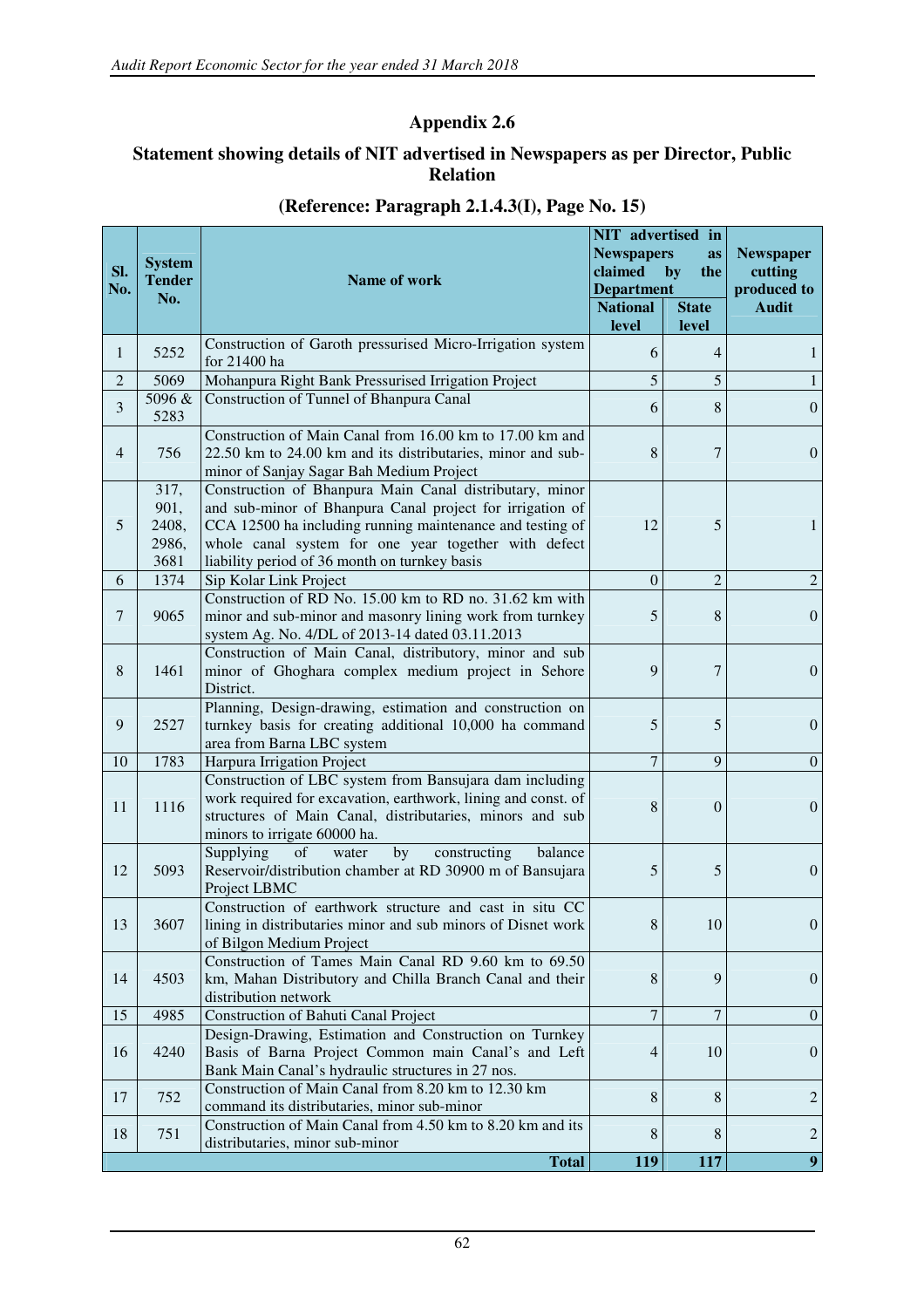# Appendix 2.6

## Statement showing details of NIT advertised in Newspapers as per Director, Public Relation

### (Reference: Paragraph 2.1.4.3(I), Page No. 15)

| Sl. No. | System Tender No. | Name of work | NIT advertised in Newspapers as claimed by the Department | | Newspaper cutting produced to Audit |
|---|---|---|---|---|---|
| | | | National level | State level | |
| 1 | 5252 | Construction of Garoth pressurised Micro-Irrigation system for 21400 ha | 6 | 4 | 1 |
| 2 | 5069 | Mohanpura Right Bank Pressurised Irrigation Project | 5 | 5 | 1 |
| 3 | 5096 & 5283 | Construction of Tunnel of Bhanpura Canal | 6 | 8 | 0 |
| 4 | 756 | Construction of Main Canal from 16.00 km to 17.00 km and 22.50 km to 24.00 km and its distributaries, minor and sub-minor of Sanjay Sagar Bah Medium Project | 8 | 7 | 0 |
| 5 | 317, 901, 2408, 2986, 3681 | Construction of Bhanpura Main Canal distributary, minor and sub-minor of Bhanpura Canal project for irrigation of CCA 12500 ha including running maintenance and testing of whole canal system for one year together with defect liability period of 36 month on turnkey basis | 12 | 5 | 1 |
| 6 | 1374 | Sip Kolar Link Project | 0 | 2 | 2 |
| 7 | 9065 | Construction of RD No. 15.00 km to RD no. 31.62 km with minor and sub-minor and masonry lining work from turnkey system Ag. No. 4/DL of 2013-14 dated 03.11.2013 | 5 | 8 | 0 |
| 8 | 1461 | Construction of Main Canal, distributory, minor and sub minor of Ghoghara complex medium project in Sehore District. | 9 | 7 | 0 |
| 9 | 2527 | Planning, Design-drawing, estimation and construction on turnkey basis for creating additional 10,000 ha command area from Barna LBC system | 5 | 5 | 0 |
| 10 | 1783 | Harpura Irrigation Project | 7 | 9 | 0 |
| 11 | 1116 | Construction of LBC system from Bansujara dam including work required for excavation, earthwork, lining and const. of structures of Main Canal, distributaries, minors and sub minors to irrigate 60000 ha. | 8 | 0 | 0 |
| 12 | 5093 | Supplying of water by constructing balance Reservoir/distribution chamber at RD 30900 m of Bansujara Project LBMC | 5 | 5 | 0 |
| 13 | 3607 | Construction of earthwork structure and cast in situ CC lining in distributaries minor and sub minors of Disnet work of Bilgon Medium Project | 8 | 10 | 0 |
| 14 | 4503 | Construction of Tames Main Canal RD 9.60 km to 69.50 km, Mahan Distributory and Chilla Branch Canal and their distribution network | 8 | 9 | 0 |
| 15 | 4985 | Construction of Bahuti Canal Project | 7 | 7 | 0 |
| 16 | 4240 | Design-Drawing, Estimation and Construction on Turnkey Basis of Barna Project Common main Canal's and Left Bank Main Canal's hydraulic structures in 27 nos. | 4 | 10 | 0 |
| 17 | 752 | Construction of Main Canal from 8.20 km to 12.30 km command its distributaries, minor sub-minor | 8 | 8 | 2 |
| 18 | 751 | Construction of Main Canal from 4.50 km to 8.20 km and its distributaries, minor sub-minor | 8 | 8 | 2 |
| | | **Total** | **119** | **117** | **9** |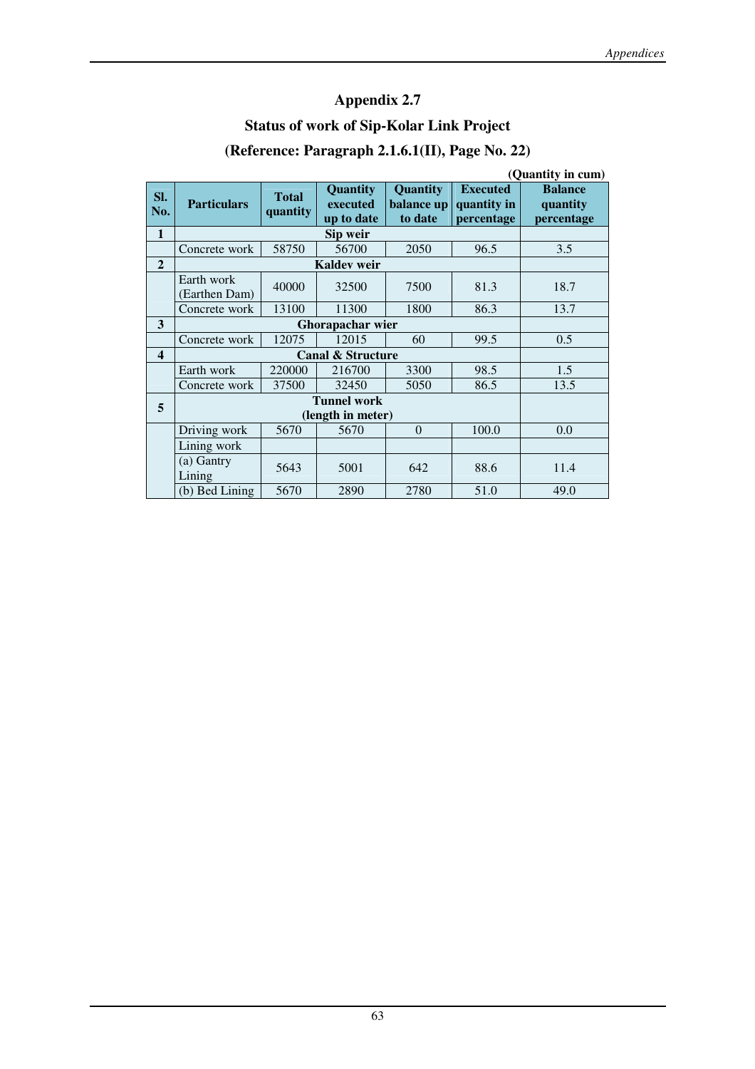# Appendix 2.7

## Status of work of Sip-Kolar Link Project

## (Reference: Paragraph 2.1.6.1(II), Page No. 22)

**(Quantity in cum)**

| Sl. No. | Particulars | Total quantity | Quantity executed up to date | Quantity balance up to date | Executed quantity in percentage | Balance quantity percentage |
|---|---|---|---|---|---|---|
| **1** | **Sip weir** | | | | | |
| | Concrete work | 58750 | 56700 | 2050 | 96.5 | 3.5 |
| **2** | **Kaldev weir** | | | | | |
| | Earth work (Earthen Dam) | 40000 | 32500 | 7500 | 81.3 | 18.7 |
| | Concrete work | 13100 | 11300 | 1800 | 86.3 | 13.7 |
| **3** | **Ghorapachar wier** | | | | | |
| | Concrete work | 12075 | 12015 | 60 | 99.5 | 0.5 |
| **4** | **Canal & Structure** | | | | | |
| | Earth work | 220000 | 216700 | 3300 | 98.5 | 1.5 |
| | Concrete work | 37500 | 32450 | 5050 | 86.5 | 13.5 |
| **5** | **Tunnel work (length in meter)** | | | | | |
| | Driving work | 5670 | 5670 | 0 | 100.0 | 0.0 |
| | Lining work | | | | | |
| | (a) Gantry Lining | 5643 | 5001 | 642 | 88.6 | 11.4 |
| | (b) Bed Lining | 5670 | 2890 | 2780 | 51.0 | 49.0 |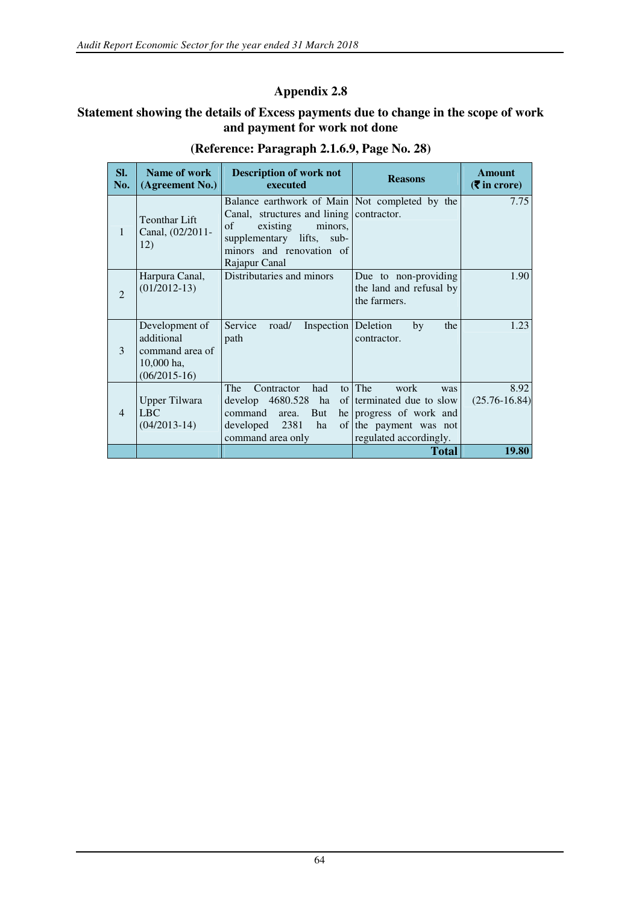## Appendix 2.8

### Statement showing the details of Excess payments due to change in the scope of work and payment for work not done

**(Reference: Paragraph 2.1.6.9, Page No. 28)**

| Sl. No. | Name of work (Agreement No.) | Description of work not executed | Reasons | Amount (₹ in crore) |
|---|---|---|---|---|
| 1 | Teonthar Lift Canal, (02/2011-12) | Balance earthwork of Main Canal, structures and lining of existing minors, supplementary lifts, sub-minors and renovation of Rajapur Canal | Not completed by the contractor. | 7.75 |
| 2 | Harpura Canal, (01/2012-13) | Distributaries and minors | Due to non-providing the land and refusal by the farmers. | 1.90 |
| 3 | Development of additional command area of 10,000 ha, (06/2015-16) | Service road/ Inspection path | Deletion by the contractor. | 1.23 |
| 4 | Upper Tilwara LBC (04/2013-14) | The Contractor had to develop 4680.528 ha of command area. But he developed 2381 ha of command area only | The work was terminated due to slow progress of work and the payment was not regulated accordingly. | 8.92 (25.76-16.84) |
| | | | **Total** | **19.80** |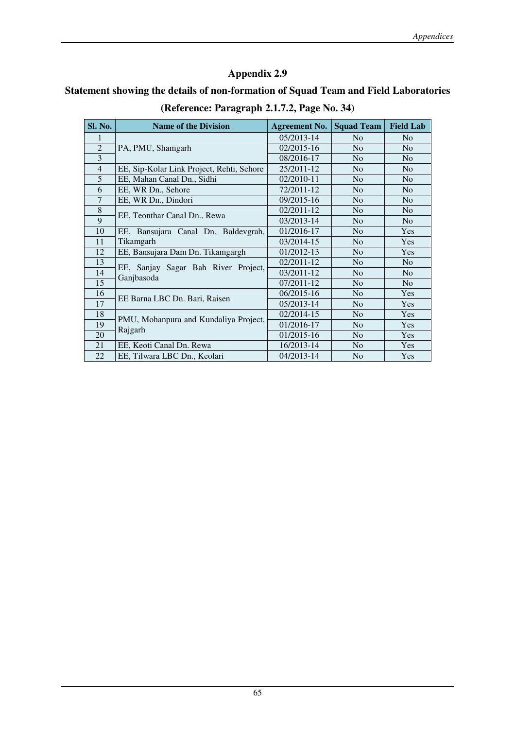# Appendix 2.9

## Statement showing the details of non-formation of Squad Team and Field Laboratories

## (Reference: Paragraph 2.1.7.2, Page No. 34)

| Sl. No. | Name of the Division | Agreement No. | Squad Team | Field Lab |
|---|---|---|---|---|
| 1 | PA, PMU, Shamgarh | 05/2013-14 | No | No |
| 2 | | 02/2015-16 | No | No |
| 3 | | 08/2016-17 | No | No |
| 4 | EE, Sip-Kolar Link Project, Rehti, Sehore | 25/2011-12 | No | No |
| 5 | EE, Mahan Canal Dn., Sidhi | 02/2010-11 | No | No |
| 6 | EE, WR Dn., Sehore | 72/2011-12 | No | No |
| 7 | EE, WR Dn., Dindori | 09/2015-16 | No | No |
| 8 | EE, Teonthar Canal Dn., Rewa | 02/2011-12 | No | No |
| 9 | | 03/2013-14 | No | No |
| 10 | EE, Bansujara Canal Dn. Baldevgrah, Tikamgarh | 01/2016-17 | No | Yes |
| 11 | | 03/2014-15 | No | Yes |
| 12 | EE, Bansujara Dam Dn. Tikamgargh | 01/2012-13 | No | Yes |
| 13 | EE, Sanjay Sagar Bah River Project, Ganjbasoda | 02/2011-12 | No | No |
| 14 | | 03/2011-12 | No | No |
| 15 | | 07/2011-12 | No | No |
| 16 | EE Barna LBC Dn. Bari, Raisen | 06/2015-16 | No | Yes |
| 17 | | 05/2013-14 | No | Yes |
| 18 | PMU, Mohanpura and Kundaliya Project, Rajgarh | 02/2014-15 | No | Yes |
| 19 | | 01/2016-17 | No | Yes |
| 20 | | 01/2015-16 | No | Yes |
| 21 | EE, Keoti Canal Dn. Rewa | 16/2013-14 | No | Yes |
| 22 | EE, Tilwara LBC Dn., Keolari | 04/2013-14 | No | Yes |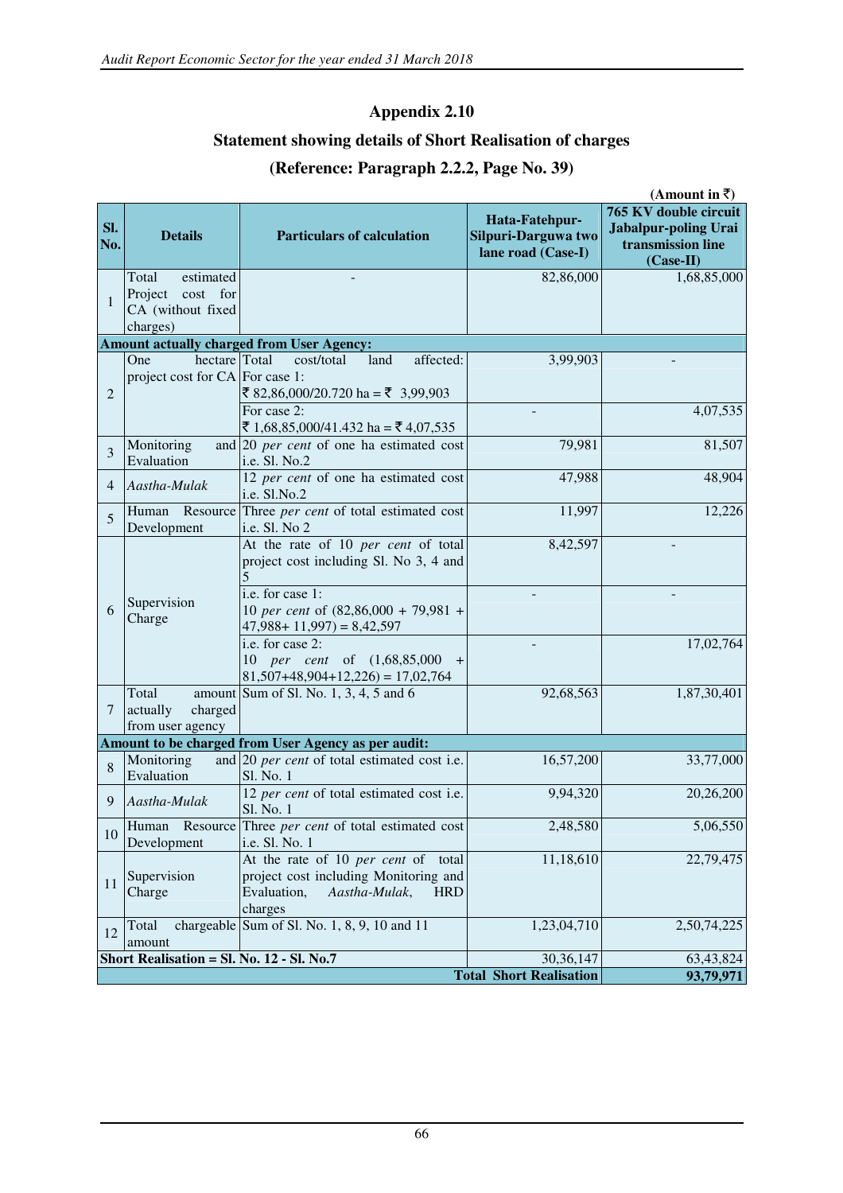# Appendix 2.10

## Statement showing details of Short Realisation of charges

### (Reference: Paragraph 2.2.2, Page No. 39)

(Amount in ₹)

| Sl. No. | Details | Particulars of calculation | Hata-Fatehpur-Silpuri-Darguwa two lane road (Case-I) | 765 KV double circuit Jabalpur-poling Urai transmission line (Case-II) |
|---|---|---|---|---|
| 1 | Total estimated Project cost for CA (without fixed charges) | - | 82,86,000 | 1,68,85,000 |
| **Amount actually charged from User Agency:** | | | | |
| 2 | One hectare project cost for CA | Total cost/total land affected: For case 1: ₹ 82,86,000/20.720 ha = ₹ 3,99,903 | 3,99,903 | - |
| | | For case 2: ₹ 1,68,85,000/41.432 ha = ₹ 4,07,535 | - | 4,07,535 |
| 3 | Monitoring and Evaluation | 20 *per cent* of one ha estimated cost i.e. Sl. No.2 | 79,981 | 81,507 |
| 4 | *Aastha-Mulak* | 12 *per cent* of one ha estimated cost i.e. Sl.No.2 | 47,988 | 48,904 |
| 5 | Human Resource Development | Three *per cent* of total estimated cost i.e. Sl. No 2 | 11,997 | 12,226 |
| 6 | Supervision Charge | At the rate of 10 *per cent* of total project cost including Sl. No 3, 4 and 5 | 8,42,597 | - |
| | | i.e. for case 1: 10 *per cent* of (82,86,000 + 79,981 + 47,988+ 11,997) = 8,42,597 | - | - |
| | | i.e. for case 2: 10 *per cent* of (1,68,85,000 + 81,507+48,904+12,226) = 17,02,764 | - | 17,02,764 |
| 7 | Total amount actually charged from user agency | Sum of Sl. No. 1, 3, 4, 5 and 6 | 92,68,563 | 1,87,30,401 |
| **Amount to be charged from User Agency as per audit:** | | | | |
| 8 | Monitoring and Evaluation | 20 *per cent* of total estimated cost i.e. Sl. No. 1 | 16,57,200 | 33,77,000 |
| 9 | *Aastha-Mulak* | 12 *per cent* of total estimated cost i.e. Sl. No. 1 | 9,94,320 | 20,26,200 |
| 10 | Human Resource Development | Three *per cent* of total estimated cost i.e. Sl. No. 1 | 2,48,580 | 5,06,550 |
| 11 | Supervision Charge | At the rate of 10 *per cent* of total project cost including Monitoring and Evaluation, *Aastha-Mulak*, HRD charges | 11,18,610 | 22,79,475 |
| 12 | Total chargeable amount | Sum of Sl. No. 1, 8, 9, 10 and 11 | 1,23,04,710 | 2,50,74,225 |
| **Short Realisation = Sl. No. 12 - Sl. No.7** | | | 30,36,147 | 63,43,824 |
| | | | **Total Short Realisation** | **93,79,971** |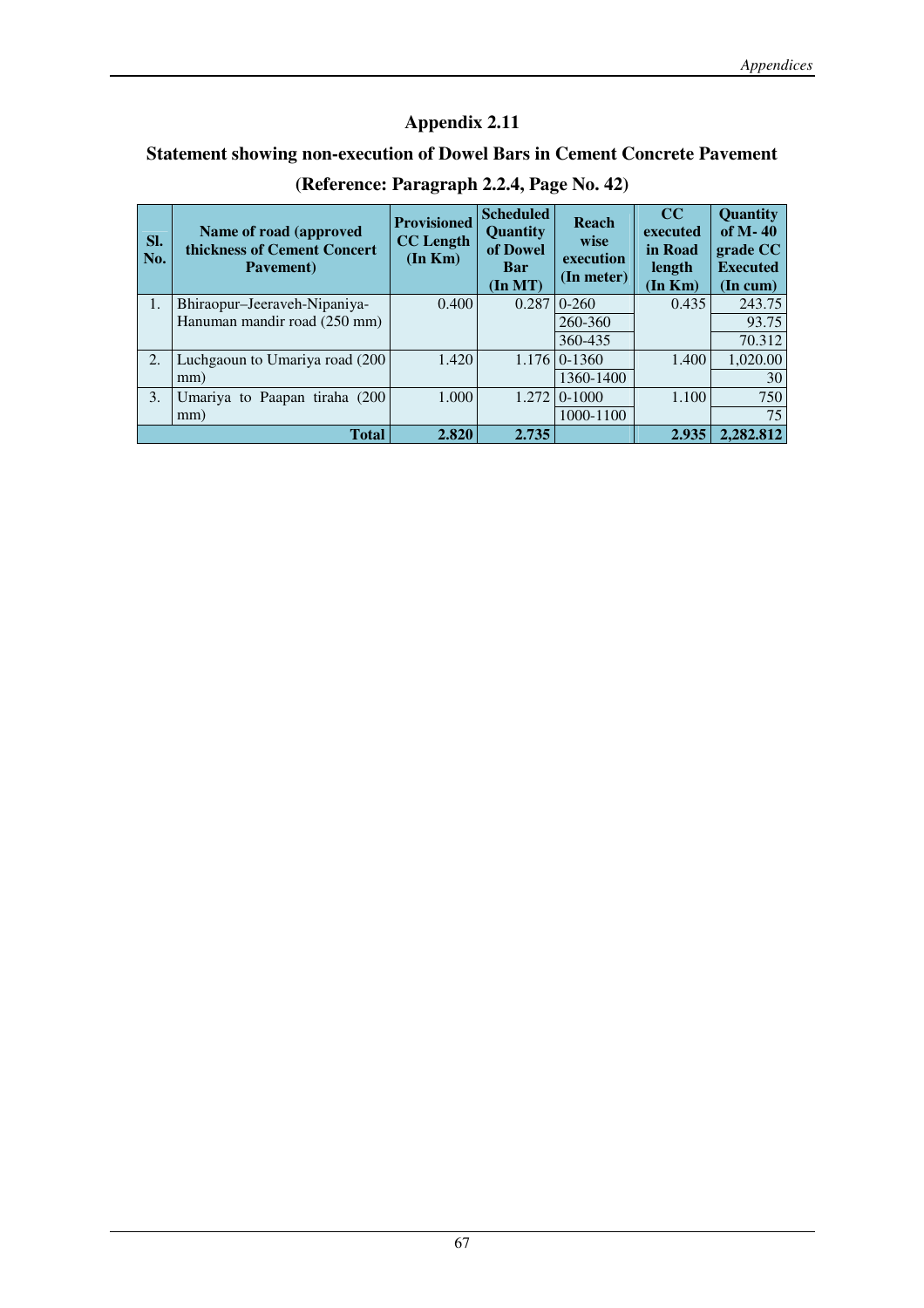# Appendix 2.11

## Statement showing non-execution of Dowel Bars in Cement Concrete Pavement

### (Reference: Paragraph 2.2.4, Page No. 42)

| Sl. No. | Name of road (approved thickness of Cement Concert Pavement) | Provisioned CC Length (In Km) | Scheduled Quantity of Dowel Bar (In MT) | Reach wise execution (In meter) | CC executed in Road length (In Km) | Quantity of M- 40 grade CC Executed (In cum) |
|---|---|---|---|---|---|---|
| 1. | Bhiraopur–Jeeraveh-Nipaniya-Hanuman mandir road (250 mm) | 0.400 | 0.287 | 0-260 | 0.435 | 243.75 |
| | | | | 260-360 | | 93.75 |
| | | | | 360-435 | | 70.312 |
| 2. | Luchgaoun to Umariya road (200 mm) | 1.420 | 1.176 | 0-1360 | 1.400 | 1,020.00 |
| | | | | 1360-1400 | | 30 |
| 3. | Umariya to Paapan tiraha (200 mm) | 1.000 | 1.272 | 0-1000 | 1.100 | 750 |
| | | | | 1000-1100 | | 75 |
| | **Total** | **2.820** | **2.735** | | **2.935** | **2,282.812** |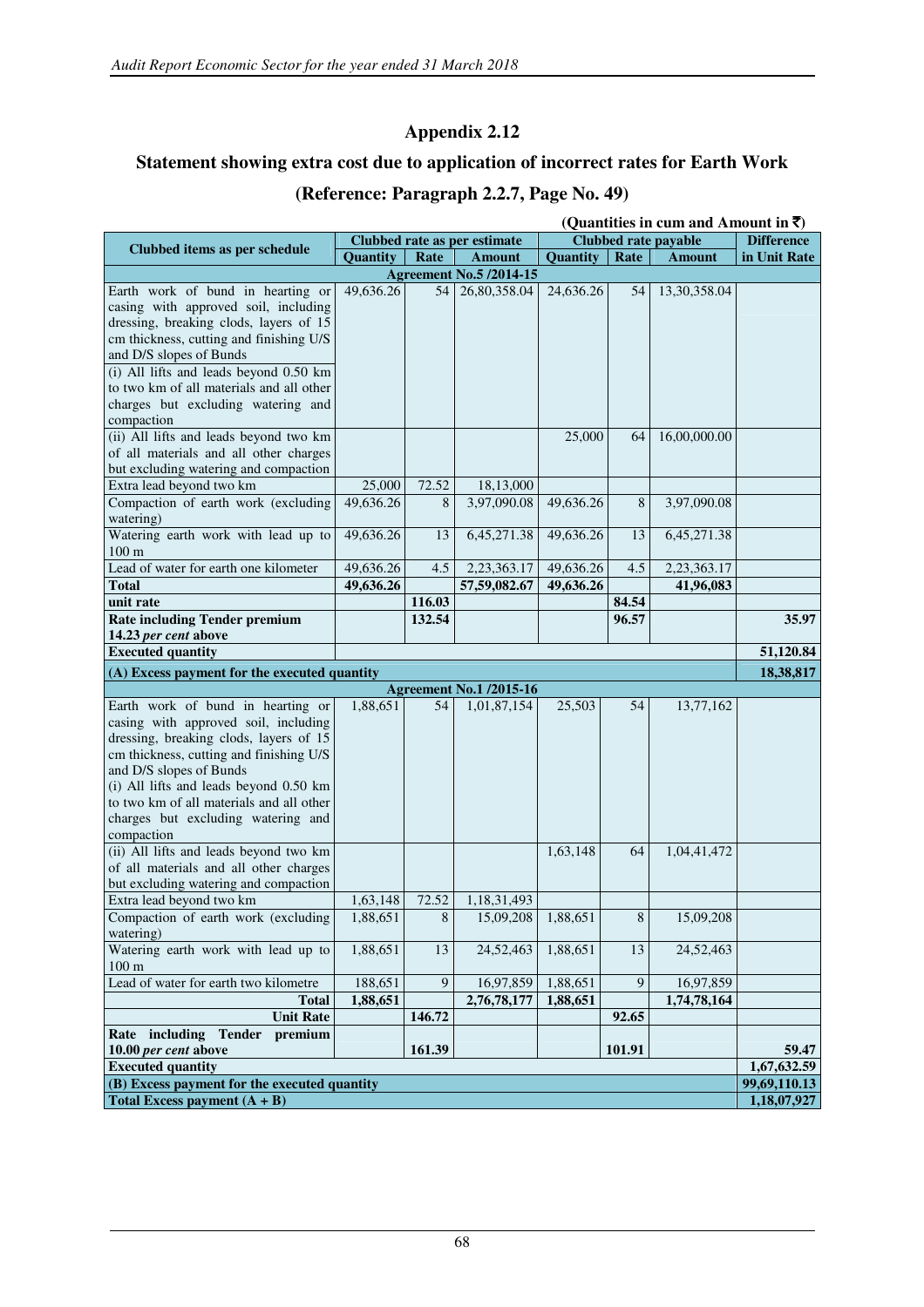# Appendix 2.12

## Statement showing extra cost due to application of incorrect rates for Earth Work

### (Reference: Paragraph 2.2.7, Page No. 49)

**(Quantities in cum and Amount in ₹)**

| Clubbed items as per schedule | Clubbed rate as per estimate | | | Clubbed rate payable | | | Difference in Unit Rate |
|---|---|---|---|---|---|---|---|
| | Quantity | Rate | Amount | Quantity | Rate | Amount | |
| **Agreement No.5 /2014-15** | | | | | | | |
| Earth work of bund in hearting or casing with approved soil, including dressing, breaking clods, layers of 15 cm thickness, cutting and finishing U/S and D/S slopes of Bunds (i) All lifts and leads beyond 0.50 km to two km of all materials and all other charges but excluding watering and compaction | 49,636.26 | 54 | 26,80,358.04 | 24,636.26 | 54 | 13,30,358.04 | |
| (ii) All lifts and leads beyond two km of all materials and all other charges but excluding watering and compaction | | | | 25,000 | 64 | 16,00,000.00 | |
| Extra lead beyond two km | 25,000 | 72.52 | 18,13,000 | | | | |
| Compaction of earth work (excluding watering) | 49,636.26 | 8 | 3,97,090.08 | 49,636.26 | 8 | 3,97,090.08 | |
| Watering earth work with lead up to 100 m | 49,636.26 | 13 | 6,45,271.38 | 49,636.26 | 13 | 6,45,271.38 | |
| Lead of water for earth one kilometer | 49,636.26 | 4.5 | 2,23,363.17 | 49,636.26 | 4.5 | 2,23,363.17 | |
| **Total** | **49,636.26** | | **57,59,082.67** | **49,636.26** | | **41,96,083** | |
| **unit rate** | | **116.03** | | | **84.54** | | |
| **Rate including Tender premium 14.23 *per cent* above** | | **132.54** | | | **96.57** | | **35.97** |
| **Executed quantity** | | | | | | | **51,120.84** |
| **(A) Excess payment for the executed quantity** | | | | | | | **18,38,817** |
| **Agreement No.1 /2015-16** | | | | | | | |
| Earth work of bund in hearting or casing with approved soil, including dressing, breaking clods, layers of 15 cm thickness, cutting and finishing U/S and D/S slopes of Bunds (i) All lifts and leads beyond 0.50 km to two km of all materials and all other charges but excluding watering and compaction | 1,88,651 | 54 | 1,01,87,154 | 25,503 | 54 | 13,77,162 | |
| (ii) All lifts and leads beyond two km of all materials and all other charges but excluding watering and compaction | | | | 1,63,148 | 64 | 1,04,41,472 | |
| Extra lead beyond two km | 1,63,148 | 72.52 | 1,18,31,493 | | | | |
| Compaction of earth work (excluding watering) | 1,88,651 | 8 | 15,09,208 | 1,88,651 | 8 | 15,09,208 | |
| Watering earth work with lead up to 100 m | 1,88,651 | 13 | 24,52,463 | 1,88,651 | 13 | 24,52,463 | |
| Lead of water for earth two kilometre | 188,651 | 9 | 16,97,859 | 1,88,651 | 9 | 16,97,859 | |
| **Total** | **1,88,651** | | **2,76,78,177** | **1,88,651** | | **1,74,78,164** | |
| **Unit Rate** | | **146.72** | | | **92.65** | | |
| **Rate including Tender premium 10.00 *per cent* above** | | **161.39** | | | **101.91** | | **59.47** |
| **Executed quantity** | | | | | | | **1,67,632.59** |
| **(B) Excess payment for the executed quantity** | | | | | | | **99,69,110.13** |
| **Total Excess payment (A + B)** | | | | | | | **1,18,07,927** |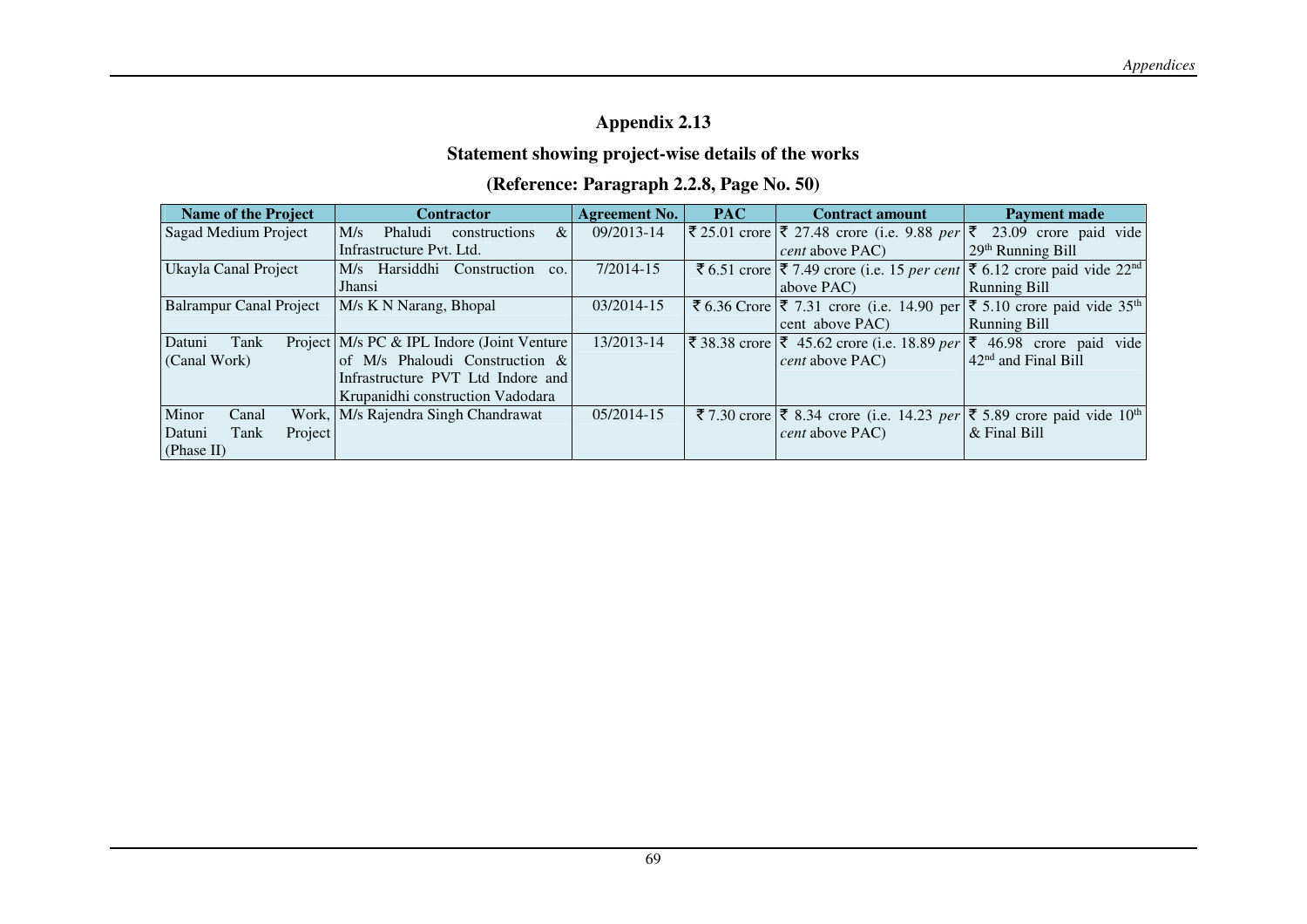# Appendix 2.13

## Statement showing project-wise details of the works

### (Reference: Paragraph 2.2.8, Page No. 50)

| Name of the Project | Contractor | Agreement No. | PAC | Contract amount | Payment made |
|---|---|---|---|---|---|
| Sagad Medium Project | M/s Phaludi constructions & Infrastructure Pvt. Ltd. | 09/2013-14 | ₹ 25.01 crore | ₹ 27.48 crore (i.e. 9.88 *per cent* above PAC) | ₹ 23.09 crore paid vide 29th Running Bill |
| Ukayla Canal Project | M/s Harsiddhi Construction co. Jhansi | 7/2014-15 | ₹ 6.51 crore | ₹ 7.49 crore (i.e. 15 *per cent* above PAC) | ₹ 6.12 crore paid vide 22nd Running Bill |
| Balrampur Canal Project | M/s K N Narang, Bhopal | 03/2014-15 | ₹ 6.36 Crore | ₹ 7.31 crore (i.e. 14.90 per cent above PAC) | ₹ 5.10 crore paid vide 35th Running Bill |
| Datuni Tank Project (Canal Work) | M/s PC & IPL Indore (Joint Venture of M/s Phaloudi Construction & Infrastructure PVT Ltd Indore and Krupanidhi construction Vadodara | 13/2013-14 | ₹ 38.38 crore | ₹ 45.62 crore (i.e. 18.89 *per cent* above PAC) | ₹ 46.98 crore paid vide 42nd and Final Bill |
| Minor Canal Work, Datuni Tank Project (Phase II) | M/s Rajendra Singh Chandrawat | 05/2014-15 | ₹ 7.30 crore | ₹ 8.34 crore (i.e. 14.23 *per cent* above PAC) | ₹ 5.89 crore paid vide 10th & Final Bill |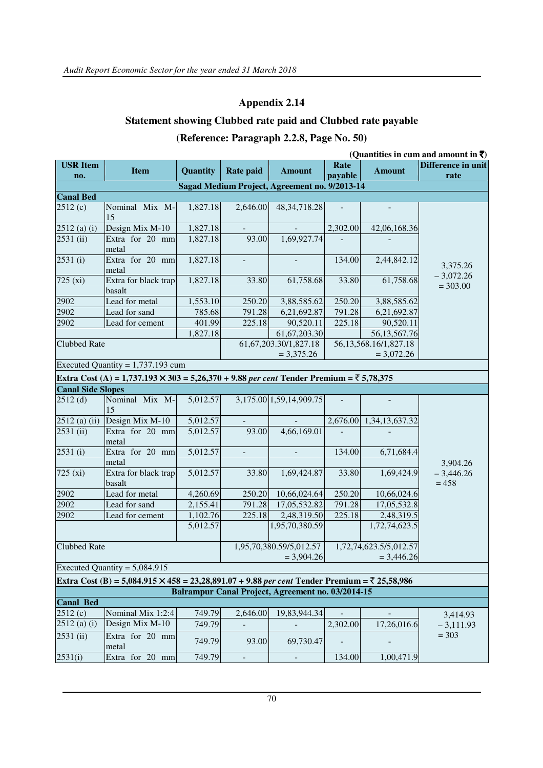# Appendix 2.14

## Statement showing Clubbed rate paid and Clubbed rate payable

### (Reference: Paragraph 2.2.8, Page No. 50)

**(Quantities in cum and amount in ₹)**

| USR Item no. | Item | Quantity | Rate paid | Amount | Rate payable | Amount | Difference in unit rate |
|---|---|---|---|---|---|---|---|
| **Sagad Medium Project, Agreement no. 9/2013-14** | | | | | | | |
| **Canal Bed** | | | | | | | |
| 2512 (c) | Nominal Mix M-15 | 1,827.18 | 2,646.00 | 48,34,718.28 | - | - | 3,375.26 – 3,072.26 = 303.00 |
| 2512 (a) (i) | Design Mix M-10 | 1,827.18 | - | - | 2,302.00 | 42,06,168.36 | |
| 2531 (ii) | Extra for 20 mm metal | 1,827.18 | 93.00 | 1,69,927.74 | - | - | |
| 2531 (i) | Extra for 20 mm metal | 1,827.18 | - | - | 134.00 | 2,44,842.12 | |
| 725 (xi) | Extra for black trap basalt | 1,827.18 | 33.80 | 61,758.68 | 33.80 | 61,758.68 | |
| 2902 | Lead for metal | 1,553.10 | 250.20 | 3,88,585.62 | 250.20 | 3,88,585.62 | |
| 2902 | Lead for sand | 785.68 | 791.28 | 6,21,692.87 | 791.28 | 6,21,692.87 | |
| 2902 | Lead for cement | 401.99 | 225.18 | 90,520.11 | 225.18 | 90,520.11 | |
| | | 1,827.18 | | 61,67,203.30 | | 56,13,567.76 | |
| Clubbed Rate | | | 61,67,203.30/1,827.18 = 3,375.26 | | 56,13,568.16/1,827.18 = 3,072.26 | | |
| Executed Quantity = 1,737.193 cum | | | | | | | |
| **Extra Cost (A) = 1,737.193 × 303 = 5,26,370 + 9.88 *per cent* Tender Premium = ₹ 5,78,375** | | | | | | | |
| **Canal Side Slopes** | | | | | | | |
| 2512 (d) | Nominal Mix M-15 | 5,012.57 | 3,175.00 | 1,59,14,909.75 | - | - | 3,904.26 – 3,446.26 = 458 |
| 2512 (a) (ii) | Design Mix M-10 | 5,012.57 | - | - | 2,676.00 | 1,34,13,637.32 | |
| 2531 (ii) | Extra for 20 mm metal | 5,012.57 | 93.00 | 4,66,169.01 | - | - | |
| 2531 (i) | Extra for 20 mm metal | 5,012.57 | - | - | 134.00 | 6,71,684.4 | |
| 725 (xi) | Extra for black trap basalt | 5,012.57 | 33.80 | 1,69,424.87 | 33.80 | 1,69,424.9 | |
| 2902 | Lead for metal | 4,260.69 | 250.20 | 10,66,024.64 | 250.20 | 10,66,024.6 | |
| 2902 | Lead for sand | 2,155.41 | 791.28 | 17,05,532.82 | 791.28 | 17,05,532.8 | |
| 2902 | Lead for cement | 1,102.76 | 225.18 | 2,48,319.50 | 225.18 | 2,48,319.5 | |
| | | 5,012.57 | | 1,95,70,380.59 | | 1,72,74,623.5 | |
| Clubbed Rate | | | 1,95,70,380.59/5,012.57 = 3,904.26 | | 1,72,74,623.5/5,012.57 = 3,446.26 | | |
| Executed Quantity = 5,084.915 | | | | | | | |
| **Extra Cost (B) = 5,084.915 × 458 = 23,28,891.07 + 9.88 *per cent* Tender Premium = ₹ 25,58,986** | | | | | | | |
| **Balrampur Canal Project, Agreement no. 03/2014-15** | | | | | | | |
| **Canal Bed** | | | | | | | |
| 2512 (c) | Nominal Mix 1:2:4 | 749.79 | 2,646.00 | 19,83,944.34 | - | - | 3,414.93 – 3,111.93 = 303 |
| 2512 (a) (i) | Design Mix M-10 | 749.79 | - | - | 2,302.00 | 17,26,016.6 | |
| 2531 (ii) | Extra for 20 mm metal | 749.79 | 93.00 | 69,730.47 | - | - | |
| 2531(i) | Extra for 20 mm | 749.79 | - | - | 134.00 | 1,00,471.9 | |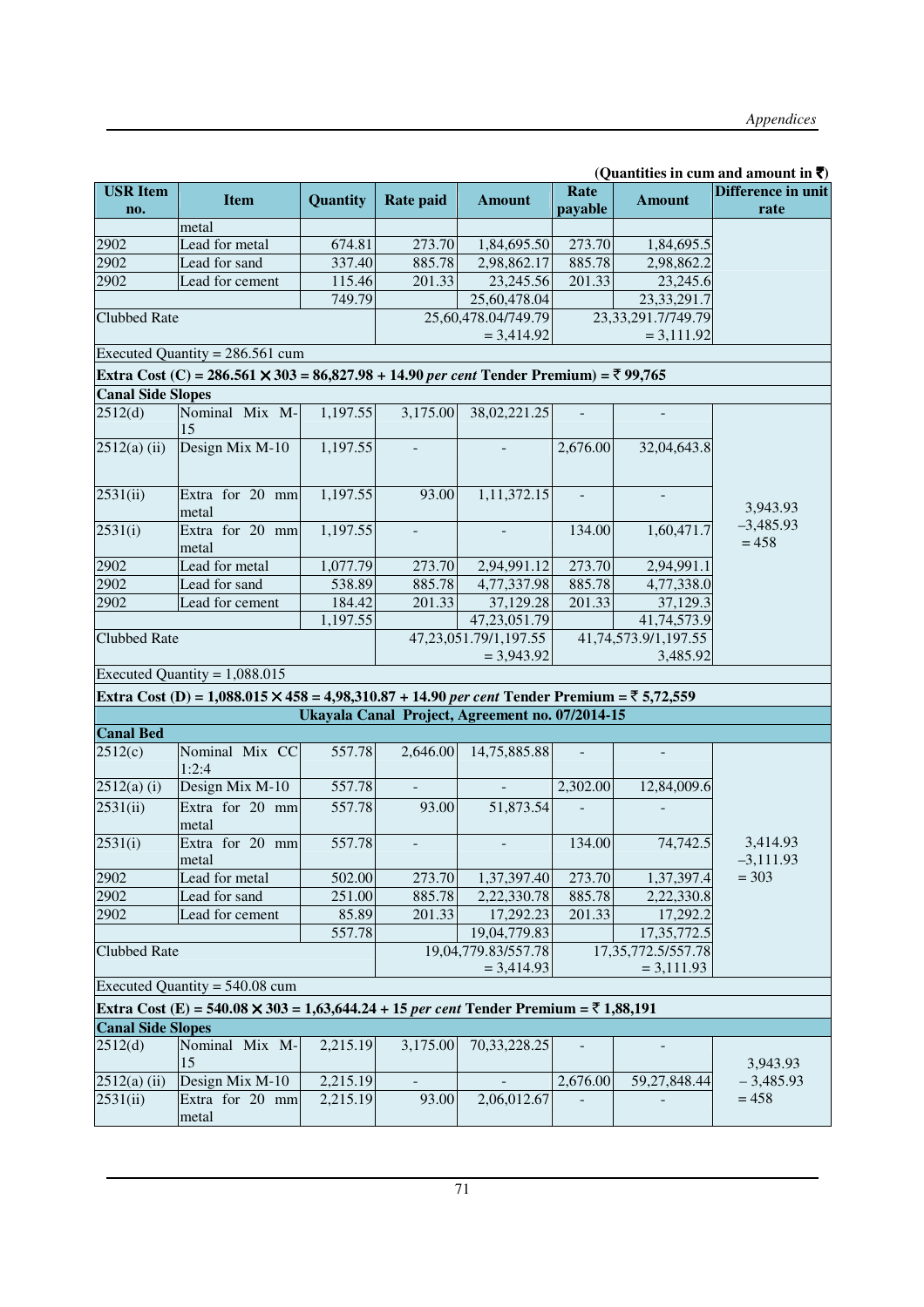(Quantities in cum and amount in ₹)

| USR Item no. | Item | Quantity | Rate paid | Amount | Rate payable | Amount | Difference in unit rate |
|---|---|---|---|---|---|---|---|
| | metal | | | | | | |
| 2902 | Lead for metal | 674.81 | 273.70 | 1,84,695.50 | 273.70 | 1,84,695.5 | |
| 2902 | Lead for sand | 337.40 | 885.78 | 2,98,862.17 | 885.78 | 2,98,862.2 | |
| 2902 | Lead for cement | 115.46 | 201.33 | 23,245.56 | 201.33 | 23,245.6 | |
| | | 749.79 | | 25,60,478.04 | | 23,33,291.7 | |
| Clubbed Rate | | | 25,60,478.04/749.79 = 3,414.92 | | 23,33,291.7/749.79 = 3,111.92 | | |
| Executed Quantity = 286.561 cum | | | | | | | |
| **Extra Cost (C) = 286.561 × 303 = 86,827.98 + 14.90 *per cent* Tender Premium) = ₹ 99,765** | | | | | | | |
| **Canal Side Slopes** | | | | | | | |
| 2512(d) | Nominal Mix M-15 | 1,197.55 | 3,175.00 | 38,02,221.25 | - | - | 3,943.93 –3,485.93 = 458 |
| 2512(a) (ii) | Design Mix M-10 | 1,197.55 | - | - | 2,676.00 | 32,04,643.8 | |
| 2531(ii) | Extra for 20 mm metal | 1,197.55 | 93.00 | 1,11,372.15 | - | - | |
| 2531(i) | Extra for 20 mm metal | 1,197.55 | - | - | 134.00 | 1,60,471.7 | |
| 2902 | Lead for metal | 1,077.79 | 273.70 | 2,94,991.12 | 273.70 | 2,94,991.1 | |
| 2902 | Lead for sand | 538.89 | 885.78 | 4,77,337.98 | 885.78 | 4,77,338.0 | |
| 2902 | Lead for cement | 184.42 | 201.33 | 37,129.28 | 201.33 | 37,129.3 | |
| | | 1,197.55 | | 47,23,051.79 | | 41,74,573.9 | |
| Clubbed Rate | | | 47,23,051.79/1,197.55 = 3,943.92 | | 41,74,573.9/1,197.55 3,485.92 | | |
| Executed Quantity = 1,088.015 | | | | | | | |
| **Extra Cost (D) = 1,088.015 × 458 = 4,98,310.87 + 14.90 *per cent* Tender Premium = ₹ 5,72,559** | | | | | | | |
| **Ukayala Canal Project, Agreement no. 07/2014-15** | | | | | | | |
| **Canal Bed** | | | | | | | |
| 2512(c) | Nominal Mix CC 1:2:4 | 557.78 | 2,646.00 | 14,75,885.88 | - | - | 3,414.93 –3,111.93 = 303 |
| 2512(a) (i) | Design Mix M-10 | 557.78 | - | - | 2,302.00 | 12,84,009.6 | |
| 2531(ii) | Extra for 20 mm metal | 557.78 | 93.00 | 51,873.54 | - | - | |
| 2531(i) | Extra for 20 mm metal | 557.78 | - | - | 134.00 | 74,742.5 | |
| 2902 | Lead for metal | 502.00 | 273.70 | 1,37,397.40 | 273.70 | 1,37,397.4 | |
| 2902 | Lead for sand | 251.00 | 885.78 | 2,22,330.78 | 885.78 | 2,22,330.8 | |
| 2902 | Lead for cement | 85.89 | 201.33 | 17,292.23 | 201.33 | 17,292.2 | |
| | | 557.78 | | 19,04,779.83 | | 17,35,772.5 | |
| Clubbed Rate | | | 19,04,779.83/557.78 = 3,414.93 | | 17,35,772.5/557.78 = 3,111.93 | | |
| Executed Quantity = 540.08 cum | | | | | | | |
| **Extra Cost (E) = 540.08 × 303 = 1,63,644.24 + 15 *per cent* Tender Premium = ₹ 1,88,191** | | | | | | | |
| **Canal Side Slopes** | | | | | | | |
| 2512(d) | Nominal Mix M-15 | 2,215.19 | 3,175.00 | 70,33,228.25 | - | - | 3,943.93 – 3,485.93 = 458 |
| 2512(a) (ii) | Design Mix M-10 | 2,215.19 | - | - | 2,676.00 | 59,27,848.44 | |
| 2531(ii) | Extra for 20 mm metal | 2,215.19 | 93.00 | 2,06,012.67 | - | - | |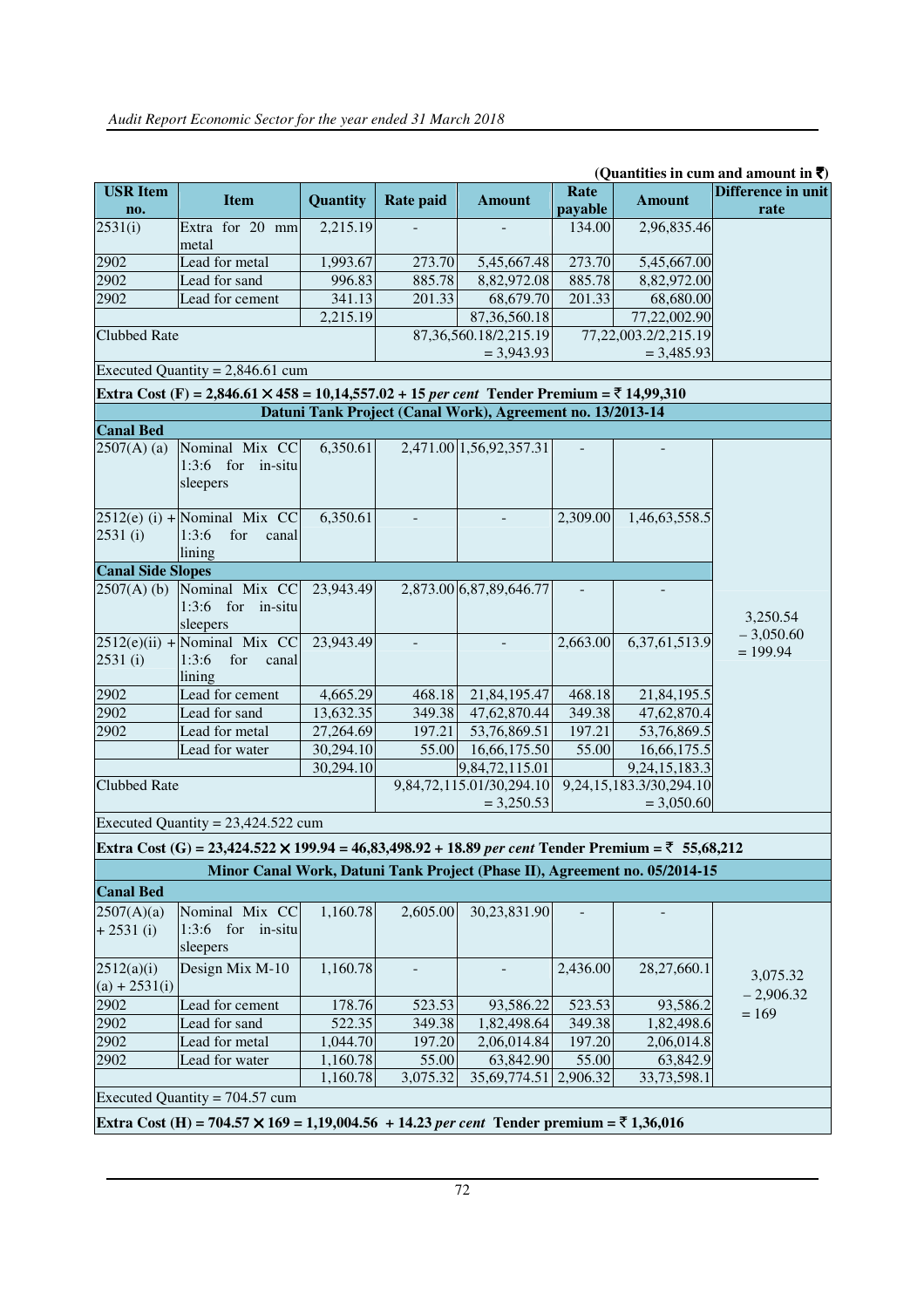(Quantities in cum and amount in ₹)

| USR Item no. | Item | Quantity | Rate paid | Amount | Rate payable | Amount | Difference in unit rate |
|---|---|---|---|---|---|---|---|
| 2531(i) | Extra for 20 mm metal | 2,215.19 | - | - | 134.00 | 2,96,835.46 | |
| 2902 | Lead for metal | 1,993.67 | 273.70 | 5,45,667.48 | 273.70 | 5,45,667.00 | |
| 2902 | Lead for sand | 996.83 | 885.78 | 8,82,972.08 | 885.78 | 8,82,972.00 | |
| 2902 | Lead for cement | 341.13 | 201.33 | 68,679.70 | 201.33 | 68,680.00 | |
| | | 2,215.19 | | 87,36,560.18 | | 77,22,002.90 | |
| Clubbed Rate | | | 87,36,560.18/2,215.19 = 3,943.93 | | 77,22,003.2/2,215.19 = 3,485.93 | | |
| Executed Quantity = 2,846.61 cum | | | | | | | |
| **Extra Cost (F) = 2,846.61 × 458 = 10,14,557.02 + 15 *per cent* Tender Premium = ₹ 14,99,310** | | | | | | | |
| **Datuni Tank Project (Canal Work), Agreement no. 13/2013-14** | | | | | | | |
| **Canal Bed** | | | | | | | |
| 2507(A) (a) | Nominal Mix CC 1:3:6 for in-situ sleepers | 6,350.61 | 2,471.00 | 1,56,92,357.31 | - | - | 3,250.54 – 3,050.60 = 199.94 |
| 2512(e) (i) + 2531 (i) | Nominal Mix CC 1:3:6 for canal lining | 6,350.61 | - | - | 2,309.00 | 1,46,63,558.5 | |
| **Canal Side Slopes** | | | | | | | |
| 2507(A) (b) | Nominal Mix CC 1:3:6 for in-situ sleepers | 23,943.49 | 2,873.00 | 6,87,89,646.77 | - | - | |
| 2512(e)(ii) + 2531 (i) | Nominal Mix CC 1:3:6 for canal lining | 23,943.49 | - | - | 2,663.00 | 6,37,61,513.9 | |
| 2902 | Lead for cement | 4,665.29 | 468.18 | 21,84,195.47 | 468.18 | 21,84,195.5 | |
| 2902 | Lead for sand | 13,632.35 | 349.38 | 47,62,870.44 | 349.38 | 47,62,870.4 | |
| 2902 | Lead for metal | 27,264.69 | 197.21 | 53,76,869.51 | 197.21 | 53,76,869.5 | |
| | Lead for water | 30,294.10 | 55.00 | 16,66,175.50 | 55.00 | 16,66,175.5 | |
| | | 30,294.10 | | 9,84,72,115.01 | | 9,24,15,183.3 | |
| Clubbed Rate | | | 9,84,72,115.01/30,294.10 = 3,250.53 | | 9,24,15,183.3/30,294.10 = 3,050.60 | | |
| Executed Quantity = 23,424.522 cum | | | | | | | |
| **Extra Cost (G) = 23,424.522 × 199.94 = 46,83,498.92 + 18.89 *per cent* Tender Premium = ₹ 55,68,212** | | | | | | | |
| **Minor Canal Work, Datuni Tank Project (Phase II), Agreement no. 05/2014-15** | | | | | | | |
| **Canal Bed** | | | | | | | |
| 2507(A)(a) + 2531 (i) | Nominal Mix CC 1:3:6 for in-situ sleepers | 1,160.78 | 2,605.00 | 30,23,831.90 | - | - | 3,075.32 – 2,906.32 = 169 |
| 2512(a)(i) (a) + 2531(i) | Design Mix M-10 | 1,160.78 | - | - | 2,436.00 | 28,27,660.1 | |
| 2902 | Lead for cement | 178.76 | 523.53 | 93,586.22 | 523.53 | 93,586.2 | |
| 2902 | Lead for sand | 522.35 | 349.38 | 1,82,498.64 | 349.38 | 1,82,498.6 | |
| 2902 | Lead for metal | 1,044.70 | 197.20 | 2,06,014.84 | 197.20 | 2,06,014.8 | |
| 2902 | Lead for water | 1,160.78 | 55.00 | 63,842.90 | 55.00 | 63,842.9 | |
| | | 1,160.78 | 3,075.32 | 35,69,774.51 | 2,906.32 | 33,73,598.1 | |
| Executed Quantity = 704.57 cum | | | | | | | |
| **Extra Cost (H) = 704.57 × 169 = 1,19,004.56 + 14.23 *per cent* Tender premium = ₹ 1,36,016** | | | | | | | |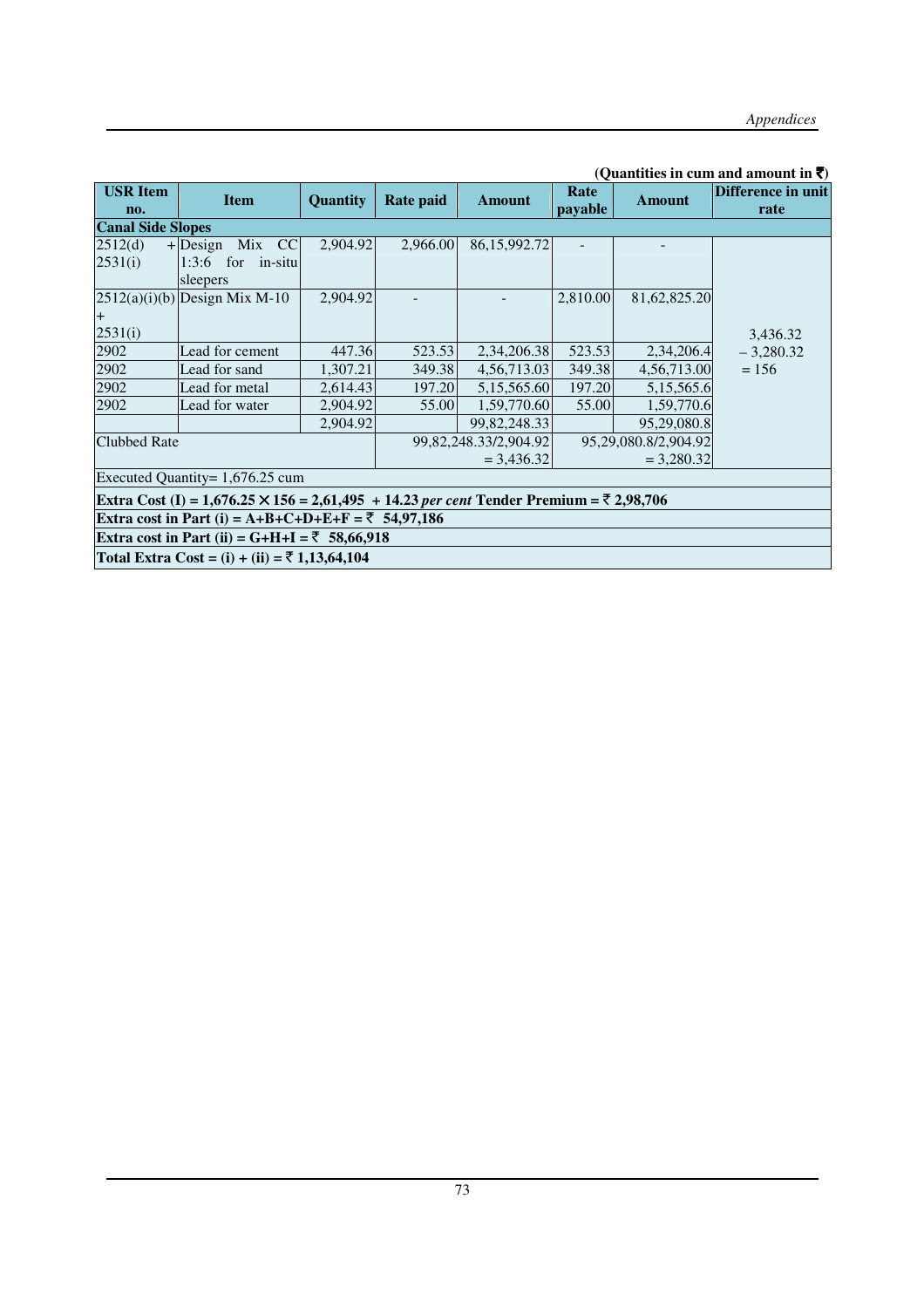(Quantities in cum and amount in ₹)

| USR Item no. | Item | Quantity | Rate paid | Amount | Rate payable | Amount | Difference in unit rate |
|---|---|---|---|---|---|---|---|
| **Canal Side Slopes** | | | | | | | |
| 2512(d) + 2531(i) | Design Mix CC 1:3:6 for in-situ sleepers | 2,904.92 | 2,966.00 | 86,15,992.72 | - | - | 3,436.32 – 3,280.32 = 156 |
| 2512(a)(i)(b) + 2531(i) | Design Mix M-10 | 2,904.92 | - | - | 2,810.00 | 81,62,825.20 | |
| 2902 | Lead for cement | 447.36 | 523.53 | 2,34,206.38 | 523.53 | 2,34,206.4 | |
| 2902 | Lead for sand | 1,307.21 | 349.38 | 4,56,713.03 | 349.38 | 4,56,713.00 | |
| 2902 | Lead for metal | 2,614.43 | 197.20 | 5,15,565.60 | 197.20 | 5,15,565.6 | |
| 2902 | Lead for water | 2,904.92 | 55.00 | 1,59,770.60 | 55.00 | 1,59,770.6 | |
| | | 2,904.92 | | 99,82,248.33 | | 95,29,080.8 | |
| Clubbed Rate | | | 99,82,248.33/2,904.92 = 3,436.32 | | 95,29,080.8/2,904.92 = 3,280.32 | | |
| Executed Quantity= 1,676.25 cum | | | | | | | |
| **Extra Cost (I) = 1,676.25 × 156 = 2,61,495 + 14.23 *per cent* Tender Premium = ₹ 2,98,706** | | | | | | | |
| **Extra cost in Part (i) = A+B+C+D+E+F = ₹ 54,97,186** | | | | | | | |
| **Extra cost in Part (ii) = G+H+I = ₹ 58,66,918** | | | | | | | |
| **Total Extra Cost = (i) + (ii) = ₹ 1,13,64,104** | | | | | | | |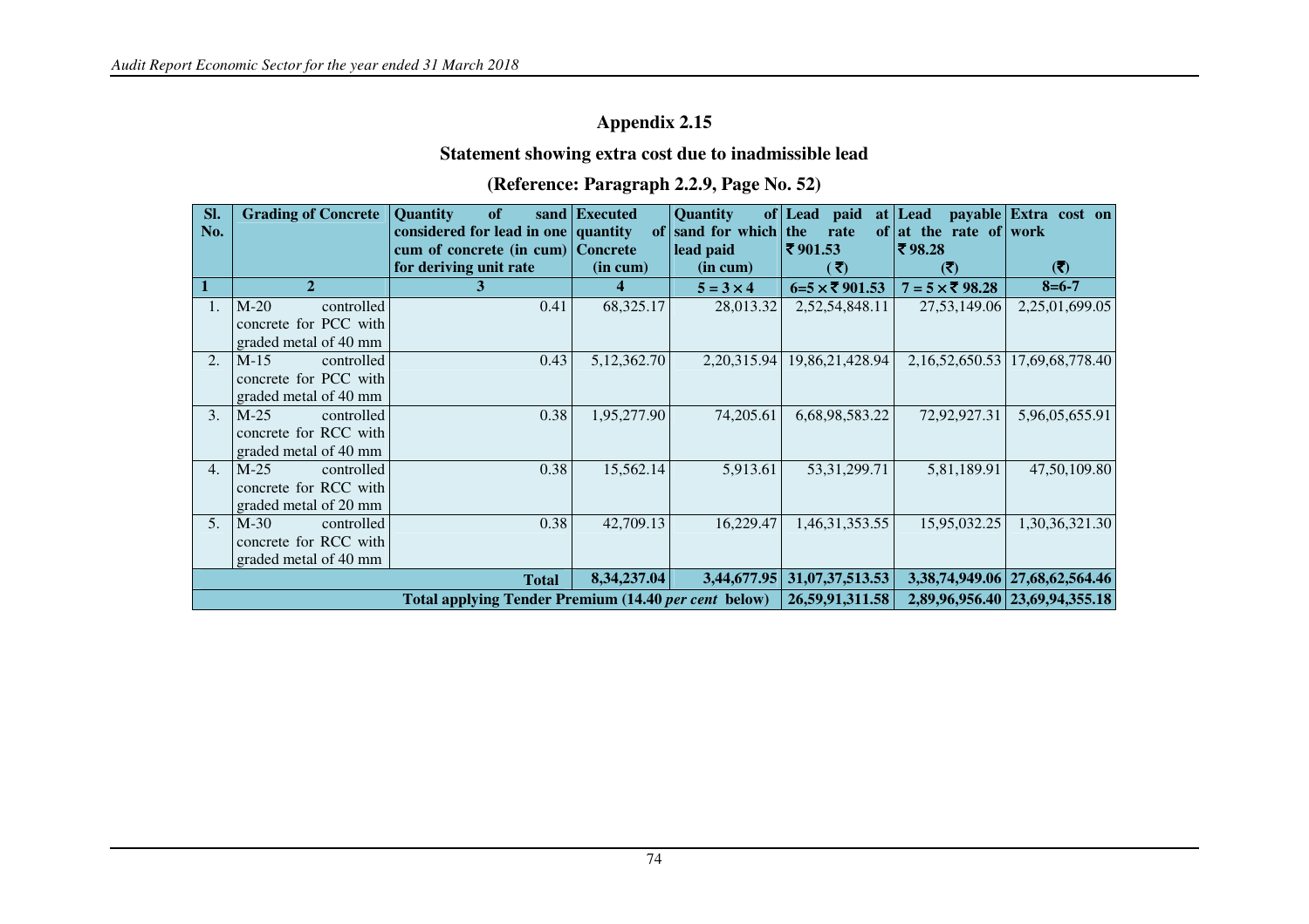## Appendix 2.15

### Statement showing extra cost due to inadmissible lead

**(Reference: Paragraph 2.2.9, Page No. 52)**

| Sl. No. | Grading of Concrete | Quantity of sand considered for lead in one cum of concrete (in cum) for deriving unit rate | Executed quantity of Concrete (in cum) | Quantity of sand for which lead paid (in cum) | Lead paid at the rate of ₹ 901.53 (₹) | Lead payable at the rate of ₹ 98.28 (₹) | Extra cost on work (₹) |
|---|---|---|---|---|---|---|---|
| 1 | 2 | 3 | 4 | 5 = 3 × 4 | 6=5 × ₹ 901.53 | 7 = 5 × ₹ 98.28 | 8=6-7 |
| 1. | M-20 controlled concrete for PCC with graded metal of 40 mm | 0.41 | 68,325.17 | 28,013.32 | 2,52,54,848.11 | 27,53,149.06 | 2,25,01,699.05 |
| 2. | M-15 controlled concrete for PCC with graded metal of 40 mm | 0.43 | 5,12,362.70 | 2,20,315.94 | 19,86,21,428.94 | 2,16,52,650.53 | 17,69,68,778.40 |
| 3. | M-25 controlled concrete for RCC with graded metal of 40 mm | 0.38 | 1,95,277.90 | 74,205.61 | 6,68,98,583.22 | 72,92,927.31 | 5,96,05,655.91 |
| 4. | M-25 controlled concrete for RCC with graded metal of 20 mm | 0.38 | 15,562.14 | 5,913.61 | 53,31,299.71 | 5,81,189.91 | 47,50,109.80 |
| 5. | M-30 controlled concrete for RCC with graded metal of 40 mm | 0.38 | 42,709.13 | 16,229.47 | 1,46,31,353.55 | 15,95,032.25 | 1,30,36,321.30 |
| | | **Total** | **8,34,237.04** | **3,44,677.95** | **31,07,37,513.53** | **3,38,74,949.06** | **27,68,62,564.46** |
| | | **Total applying Tender Premium (14.40 *per cent* below)** | | | **26,59,91,311.58** | **2,89,96,956.40** | **23,69,94,355.18** |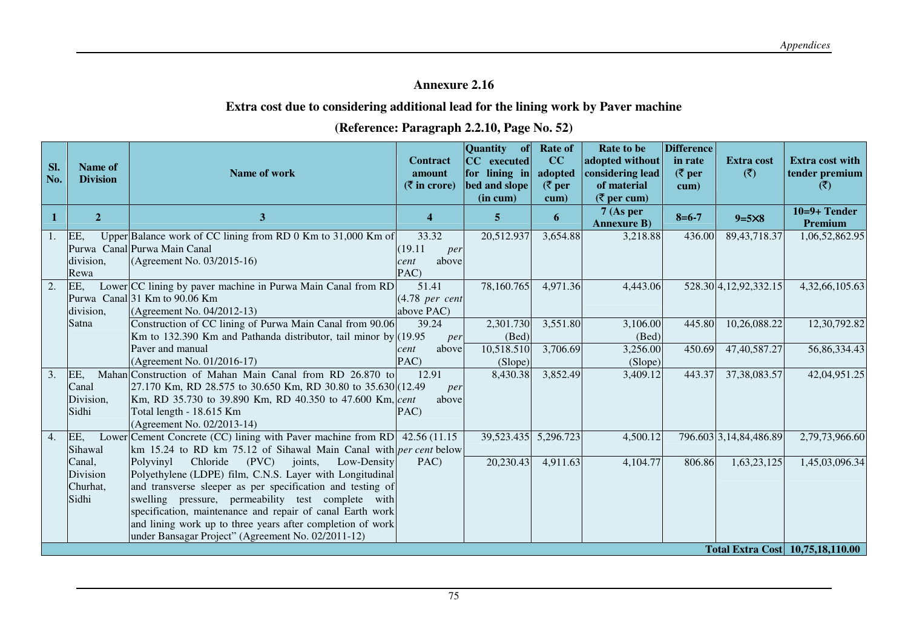# Annexure 2.16

## Extra cost due to considering additional lead for the lining work by Paver machine

### (Reference: Paragraph 2.2.10, Page No. 52)

| Sl. No. | Name of Division | Name of work | Contract amount (₹ in crore) | Quantity of CC executed for lining in bed and slope (in cum) | Rate of CC adopted (₹ per cum) | Rate to be adopted without considering lead of material (₹ per cum) | Difference in rate (₹ per cum) | Extra cost (₹) | Extra cost with tender premium (₹) |
|---|---|---|---|---|---|---|---|---|---|
| 1 | 2 | 3 | 4 | 5 | 6 | 7 (As per Annexure B) | 8=6-7 | 9=5×8 | 10=9+ Tender Premium |
| 1. | EE, Upper Purwa Canal division, Rewa | Balance work of CC lining from RD 0 Km to 31,000 Km of Purwa Main Canal (Agreement No. 03/2015-16) | 33.32 (19.11 *per cent* above PAC) | 20,512.937 | 3,654.88 | 3,218.88 | 436.00 | 89,43,718.37 | 1,06,52,862.95 |
| 2. | EE, Lower Purwa Canal division, Satna | CC lining by paver machine in Purwa Main Canal from RD 31 Km to 90.06 Km (Agreement No. 04/2012-13) | 51.41 (4.78 *per cent* above PAC) | 78,160.765 | 4,971.36 | 4,443.06 | 528.30 | 4,12,92,332.15 | 4,32,66,105.63 |
| | | Construction of CC lining of Purwa Main Canal from 90.06 Km to 132.390 Km and Pathanda distributor, tail minor by Paver and manual (Agreement No. 01/2016-17) | 39.24 (19.95 *per cent* above PAC) | 2,301.730 (Bed) | 3,551.80 | 3,106.00 (Bed) | 445.80 | 10,26,088.22 | 12,30,792.82 |
| | | | | 10,518.510 (Slope) | 3,706.69 | 3,256.00 (Slope) | 450.69 | 47,40,587.27 | 56,86,334.43 |
| 3. | EE, Mahan Canal Division, Sidhi | Construction of Mahan Main Canal from RD 26.870 to 27.170 Km, RD 28.575 to 30.650 Km, RD 30.80 to 35.630 Km, RD 35.730 to 39.890 Km, RD 40.350 to 47.600 Km, Total length - 18.615 Km (Agreement No. 02/2013-14) | 12.91 (12.49 *per cent* above PAC) | 8,430.38 | 3,852.49 | 3,409.12 | 443.37 | 37,38,083.57 | 42,04,951.25 |
| 4. | EE, Lower Sihawal Canal, Division Churhat, Sidhi | Cement Concrete (CC) lining with Paver machine from RD km 15.24 to RD km 75.12 of Sihawal Main Canal with Polyvinyl Chloride (PVC) joints, Low-Density Polyethylene (LDPE) film, C.N.S. Layer with Longitudinal and transverse sleeper as per specification and testing of swelling pressure, permeability test complete with specification, maintenance and repair of canal Earth work and lining work up to three years after completion of work under Bansagar Project" (Agreement No. 02/2011-12) | 42.56 (11.15 *per cent* below PAC) | 39,523.435 | 5,296.723 | 4,500.12 | 796.603 | 3,14,84,486.89 | 2,79,73,966.60 |
| | | | | 20,230.43 | 4,911.63 | 4,104.77 | 806.86 | 1,63,23,125 | 1,45,03,096.34 |
| | | | | | | | | **Total Extra Cost** | **10,75,18,110.00** |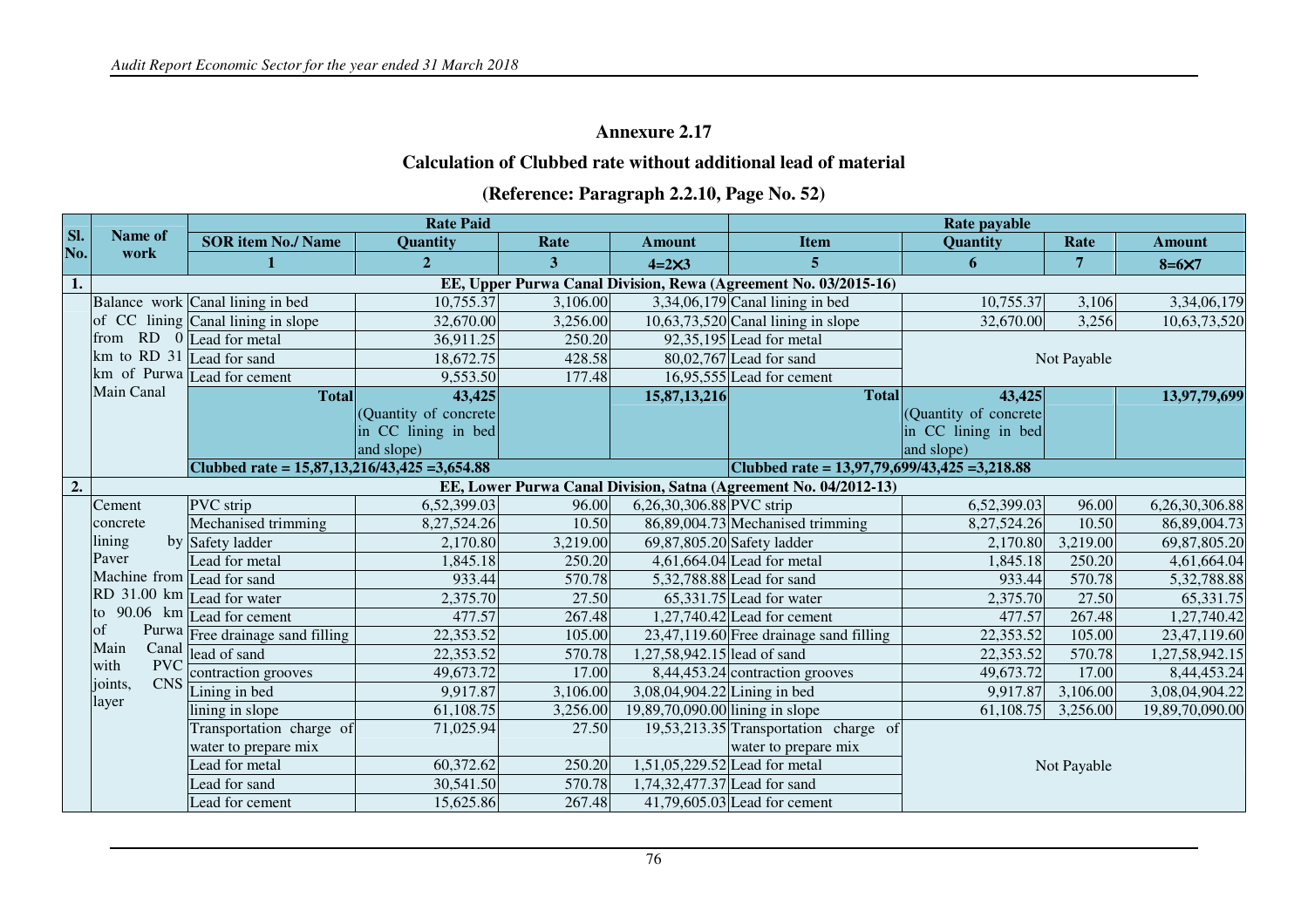## Annexure 2.17

### Calculation of Clubbed rate without additional lead of material

### (Reference: Paragraph 2.2.10, Page No. 52)

| Sl. No. | Name of work | Rate Paid | | | | Rate payable | | | |
|---|---|---|---|---|---|---|---|---|---|
| | | SOR item No./ Name | Quantity | Rate | Amount | Item | Quantity | Rate | Amount |
| | | 1 | 2 | 3 | 4=2×3 | 5 | 6 | 7 | 8=6×7 |
| 1. | EE, Upper Purwa Canal Division, Rewa (Agreement No. 03/2015-16) | | | | | | | | |
| | Balance work of CC lining from RD 0 km to RD 31 km of Purwa Main Canal | Canal lining in bed | 10,755.37 | 3,106.00 | 3,34,06,179 | Canal lining in bed | 10,755.37 | 3,106 | 3,34,06,179 |
| | | Canal lining in slope | 32,670.00 | 3,256.00 | 10,63,73,520 | Canal lining in slope | 32,670.00 | 3,256 | 10,63,73,520 |
| | | Lead for metal | 36,911.25 | 250.20 | 92,35,195 | Lead for metal | Not Payable | | |
| | | Lead for sand | 18,672.75 | 428.58 | 80,02,767 | Lead for sand | | | |
| | | Lead for cement | 9,553.50 | 177.48 | 16,95,555 | Lead for cement | | | |
| | | **Total** | **43,425** (Quantity of concrete in CC lining in bed and slope) | | **15,87,13,216** | **Total** | **43,425** (Quantity of concrete in CC lining in bed and slope) | | **13,97,79,699** |
| | | **Clubbed rate = 15,87,13,216/43,425 =3,654.88** | | | | **Clubbed rate = 13,97,79,699/43,425 =3,218.88** | | | |
| 2. | EE, Lower Purwa Canal Division, Satna (Agreement No. 04/2012-13) | | | | | | | | |
| | Cement concrete lining by Paver Machine from RD 31.00 km to 90.06 km of Purwa Main Canal with PVC joints, CNS layer | PVC strip | 6,52,399.03 | 96.00 | 6,26,30,306.88 | PVC strip | 6,52,399.03 | 96.00 | 6,26,30,306.88 |
| | | Mechanised trimming | 8,27,524.26 | 10.50 | 86,89,004.73 | Mechanised trimming | 8,27,524.26 | 10.50 | 86,89,004.73 |
| | | Safety ladder | 2,170.80 | 3,219.00 | 69,87,805.20 | Safety ladder | 2,170.80 | 3,219.00 | 69,87,805.20 |
| | | Lead for metal | 1,845.18 | 250.20 | 4,61,664.04 | Lead for metal | 1,845.18 | 250.20 | 4,61,664.04 |
| | | Lead for sand | 933.44 | 570.78 | 5,32,788.88 | Lead for sand | 933.44 | 570.78 | 5,32,788.88 |
| | | Lead for water | 2,375.70 | 27.50 | 65,331.75 | Lead for water | 2,375.70 | 27.50 | 65,331.75 |
| | | Lead for cement | 477.57 | 267.48 | 1,27,740.42 | Lead for cement | 477.57 | 267.48 | 1,27,740.42 |
| | | Free drainage sand filling | 22,353.52 | 105.00 | 23,47,119.60 | Free drainage sand filling | 22,353.52 | 105.00 | 23,47,119.60 |
| | | lead of sand | 22,353.52 | 570.78 | 1,27,58,942.15 | lead of sand | 22,353.52 | 570.78 | 1,27,58,942.15 |
| | | contraction grooves | 49,673.72 | 17.00 | 8,44,453.24 | contraction grooves | 49,673.72 | 17.00 | 8,44,453.24 |
| | | Lining in bed | 9,917.87 | 3,106.00 | 3,08,04,904.22 | Lining in bed | 9,917.87 | 3,106.00 | 3,08,04,904.22 |
| | | lining in slope | 61,108.75 | 3,256.00 | 19,89,70,090.00 | lining in slope | 61,108.75 | 3,256.00 | 19,89,70,090.00 |
| | | Transportation charge of water to prepare mix | 71,025.94 | 27.50 | 19,53,213.35 | Transportation charge of water to prepare mix | Not Payable | | |
| | | Lead for metal | 60,372.62 | 250.20 | 1,51,05,229.52 | Lead for metal | | | |
| | | Lead for sand | 30,541.50 | 570.78 | 1,74,32,477.37 | Lead for sand | | | |
| | | Lead for cement | 15,625.86 | 267.48 | 41,79,605.03 | Lead for cement | | | |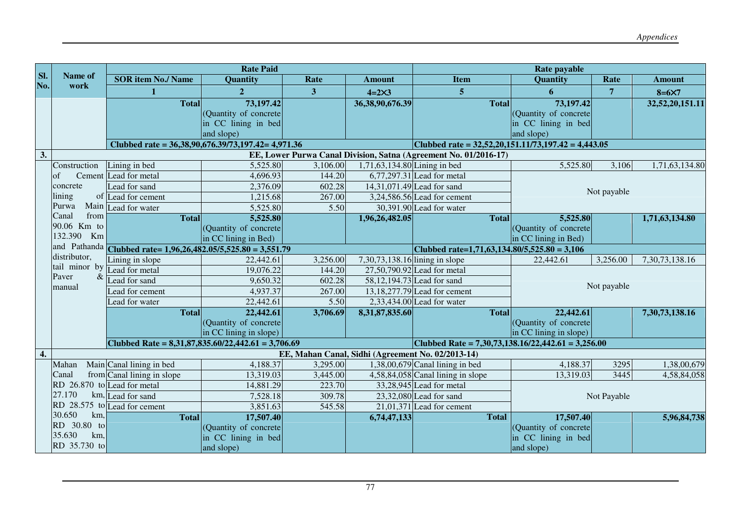| Sl. No. | Name of work | Rate Paid | | | | Rate payable | | | |
|---|---|---|---|---|---|---|---|---|---|
| | | SOR item No./ Name | Quantity | Rate | Amount | Item | Quantity | Rate | Amount |
| | | 1 | 2 | 3 | 4=2×3 | 5 | 6 | 7 | 8=6×7 |
| | | **Total** | **73,197.42** (Quantity of concrete in CC lining in bed and slope) | | **36,38,90,676.39** | **Total** | **73,197.42** (Quantity of concrete in CC lining in bed and slope) | | **32,52,20,151.11** |
| | | **Clubbed rate = 36,38,90,676.39/73,197.42= 4,971.36** | | | | **Clubbed rate = 32,52,20,151.11/73,197.42 = 4,443.05** | | | |
| **3.** | **EE, Lower Purwa Canal Division, Satna (Agreement No. 01/2016-17)** | | | | | | | | |
| | Construction of Cement concrete lining of Purwa Main Canal from 90.06 Km to 132.390 Km and Pathanda distributor, tail minor by Paver & manual | Lining in bed | 5,525.80 | 3,106.00 | 1,71,63,134.80 | Lining in bed | 5,525.80 | 3,106 | 1,71,63,134.80 |
| | | Lead for metal | 4,696.93 | 144.20 | 6,77,297.31 | Lead for metal | Not payable | | |
| | | Lead for sand | 2,376.09 | 602.28 | 14,31,071.49 | Lead for sand | | | |
| | | Lead for cement | 1,215.68 | 267.00 | 3,24,586.56 | Lead for cement | | | |
| | | Lead for water | 5,525.80 | 5.50 | 30,391.90 | Lead for water | | | |
| | | **Total** | **5,525.80** (Quantity of concrete in CC lining in Bed) | | **1,96,26,482.05** | **Total** | **5,525.80** (Quantity of concrete in CC lining in Bed) | | **1,71,63,134.80** |
| | | **Clubbed rate= 1,96,26,482.05/5,525.80 = 3,551.79** | | | | **Clubbed rate=1,71,63,134.80/5,525.80 = 3,106** | | | |
| | | Lining in slope | 22,442.61 | 3,256.00 | 7,30,73,138.16 | lining in slope | 22,442.61 | 3,256.00 | 7,30,73,138.16 |
| | | Lead for metal | 19,076.22 | 144.20 | 27,50,790.92 | Lead for metal | Not payable | | |
| | | Lead for sand | 9,650.32 | 602.28 | 58,12,194.73 | Lead for sand | | | |
| | | Lead for cement | 4,937.37 | 267.00 | 13,18,277.79 | Lead for cement | | | |
| | | Lead for water | 22,442.61 | 5.50 | 2,33,434.00 | Lead for water | | | |
| | | **Total** | **22,442.61** (Quantity of concrete in CC lining in slope) | **3,706.69** | **8,31,87,835.60** | **Total** | **22,442.61** (Quantity of concrete in CC lining in slope) | | **7,30,73,138.16** |
| | | **Clubbed Rate = 8,31,87,835.60/22,442.61 = 3,706.69** | | | | **Clubbed Rate = 7,30,73,138.16/22,442.61 = 3,256.00** | | | |
| **4.** | **EE, Mahan Canal, Sidhi (Agreement No. 02/2013-14)** | | | | | | | | |
| | Mahan Main Canal from RD 26.870 to 27.170 km, RD 28.575 to 30.650 km, RD 30.80 to 35.630 km, RD 35.730 to | Canal lining in bed | 4,188.37 | 3,295.00 | 1,38,00,679 | Canal lining in bed | 4,188.37 | 3295 | 1,38,00,679 |
| | | Canal lining in slope | 13,319.03 | 3,445.00 | 4,58,84,058 | Canal lining in slope | 13,319.03 | 3445 | 4,58,84,058 |
| | | Lead for metal | 14,881.29 | 223.70 | 33,28,945 | Lead for metal | Not Payable | | |
| | | Lead for sand | 7,528.18 | 309.78 | 23,32,080 | Lead for sand | | | |
| | | Lead for cement | 3,851.63 | 545.58 | 21,01,371 | Lead for cement | | | |
| | | **Total** | **17,507.40** (Quantity of concrete in CC lining in bed and slope) | | **6,74,47,133** | **Total** | **17,507.40** (Quantity of concrete in CC lining in bed and slope) | | **5,96,84,738** |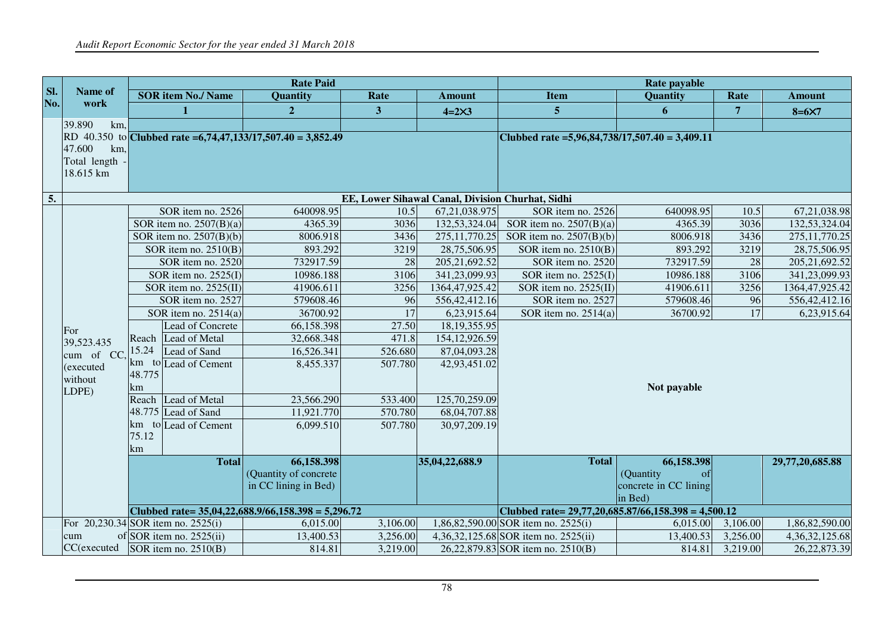| Sl. No. | Name of work | Rate Paid | | | | | Rate payable | | | |
|---|---|---|---|---|---|---|---|---|---|---|
| | | SOR item No./ Name | | Quantity | Rate | Amount | Item | Quantity | Rate | Amount |
| | | 1 | | 2 | 3 | 4=2×3 | 5 | 6 | 7 | 8=6×7 |
| | 39.890 km, RD 40.350 to 47.600 km, Total length - 18.615 km | Clubbed rate =6,74,47,133/17,507.40 = 3,852.49 | | | | | Clubbed rate =5,96,84,738/17,507.40 = 3,409.11 | | | |
| 5. | EE, Lower Sihawal Canal, Division Churhat, Sidhi | | | | | | | | | |
| | For 39,523.435 cum of CC, (executed without LDPE) | SOR item no. 2526 | | 640098.95 | 10.5 | 67,21,038.975 | SOR item no. 2526 | 640098.95 | 10.5 | 67,21,038.98 |
| | | SOR item no. 2507(B)(a) | | 4365.39 | 3036 | 132,53,324.04 | SOR item no. 2507(B)(a) | 4365.39 | 3036 | 132,53,324.04 |
| | | SOR item no. 2507(B)(b) | | 8006.918 | 3436 | 275,11,770.25 | SOR item no. 2507(B)(b) | 8006.918 | 3436 | 275,11,770.25 |
| | | SOR item no. 2510(B) | | 893.292 | 3219 | 28,75,506.95 | SOR item no. 2510(B) | 893.292 | 3219 | 28,75,506.95 |
| | | SOR item no. 2520 | | 732917.59 | 28 | 205,21,692.52 | SOR item no. 2520 | 732917.59 | 28 | 205,21,692.52 |
| | | SOR item no. 2525(I) | | 10986.188 | 3106 | 341,23,099.93 | SOR item no. 2525(I) | 10986.188 | 3106 | 341,23,099.93 |
| | | SOR item no. 2525(II) | | 41906.611 | 3256 | 1364,47,925.42 | SOR item no. 2525(II) | 41906.611 | 3256 | 1364,47,925.42 |
| | | SOR item no. 2527 | | 579608.46 | 96 | 556,42,412.16 | SOR item no. 2527 | 579608.46 | 96 | 556,42,412.16 |
| | | SOR item no. 2514(a) | | 36700.92 | 17 | 6,23,915.64 | SOR item no. 2514(a) | 36700.92 | 17 | 6,23,915.64 |
| | | Reach 15.24 km to 48.775 km | Lead of Concrete | 66,158.398 | 27.50 | 18,19,355.95 | Not payable | | | |
| | | | Lead of Metal | 32,668.348 | 471.8 | 154,12,926.59 | | | | |
| | | | Lead of Sand | 16,526.341 | 526.680 | 87,04,093.28 | | | | |
| | | | Lead of Cement | 8,455.337 | 507.780 | 42,93,451.02 | | | | |
| | | Reach 48.775 km to 75.12 km | Lead of Metal | 23,566.290 | 533.400 | 125,70,259.09 | | | | |
| | | | Lead of Sand | 11,921.770 | 570.780 | 68,04,707.88 | | | | |
| | | | Lead of Cement | 6,099.510 | 507.780 | 30,97,209.19 | | | | |
| | | **Total** | | **66,158.398** (Quantity of concrete in CC lining in Bed) | | **35,04,22,688.9** | **Total** | **66,158.398** (Quantity of concrete in CC lining in Bed) | | **29,77,20,685.88** |
| | | Clubbed rate= 35,04,22,688.9/66,158.398 = 5,296.72 | | | | | Clubbed rate= 29,77,20,685.87/66,158.398 = 4,500.12 | | | |
| | For 20,230.34 cum of CC(executed | SOR item no. 2525(i) | | 6,015.00 | 3,106.00 | 1,86,82,590.00 | SOR item no. 2525(i) | 6,015.00 | 3,106.00 | 1,86,82,590.00 |
| | | SOR item no. 2525(ii) | | 13,400.53 | 3,256.00 | 4,36,32,125.68 | SOR item no. 2525(ii) | 13,400.53 | 3,256.00 | 4,36,32,125.68 |
| | | SOR item no. 2510(B) | | 814.81 | 3,219.00 | 26,22,879.83 | SOR item no. 2510(B) | 814.81 | 3,219.00 | 26,22,873.39 |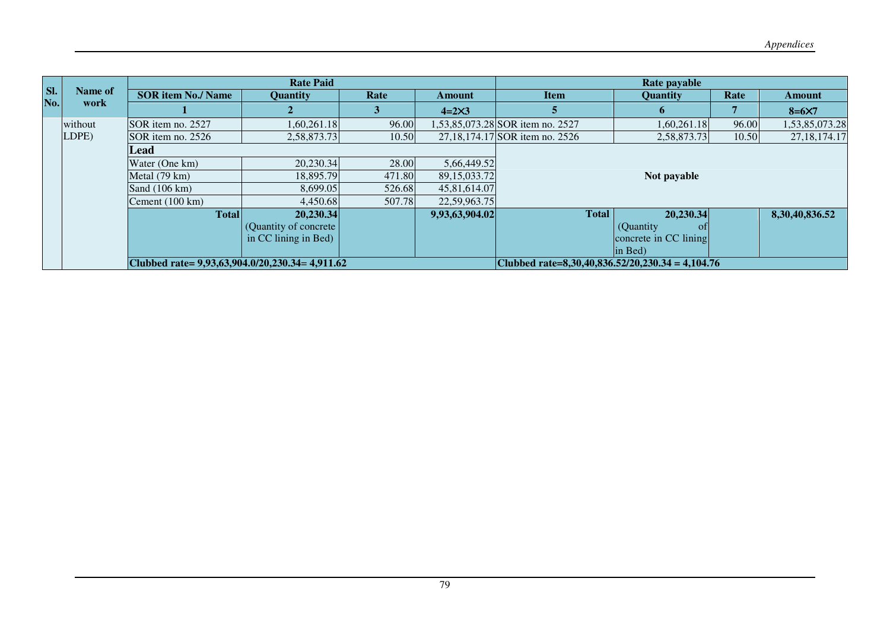| Sl. No. | Name of work | Rate Paid | | | | Rate payable | | | |
|---|---|---|---|---|---|---|---|---|---|
| | | SOR item No./ Name | Quantity | Rate | Amount | Item | Quantity | Rate | Amount |
| | | 1 | 2 | 3 | 4=2×3 | 5 | 6 | 7 | 8=6×7 |
| | without LDPE) | SOR item no. 2527 | 1,60,261.18 | 96.00 | 1,53,85,073.28 | SOR item no. 2527 | 1,60,261.18 | 96.00 | 1,53,85,073.28 |
| | | SOR item no. 2526 | 2,58,873.73 | 10.50 | 27,18,174.17 | SOR item no. 2526 | 2,58,873.73 | 10.50 | 27,18,174.17 |
| | | **Lead** | | | | | | | |
| | | Water (One km) | 20,230.34 | 28.00 | 5,66,449.52 | Not payable | | | |
| | | Metal (79 km) | 18,895.79 | 471.80 | 89,15,033.72 | | | | |
| | | Sand (106 km) | 8,699.05 | 526.68 | 45,81,614.07 | | | | |
| | | Cement (100 km) | 4,450.68 | 507.78 | 22,59,963.75 | | | | |
| | | **Total** | **20,230.34** (Quantity of concrete in CC lining in Bed) | | **9,93,63,904.02** | **Total** | **20,230.34** (Quantity of concrete in CC lining in Bed) | | **8,30,40,836.52** |
| | | **Clubbed rate= 9,93,63,904.0/20,230.34= 4,911.62** | | | | **Clubbed rate=8,30,40,836.52/20,230.34 = 4,104.76** | | | |